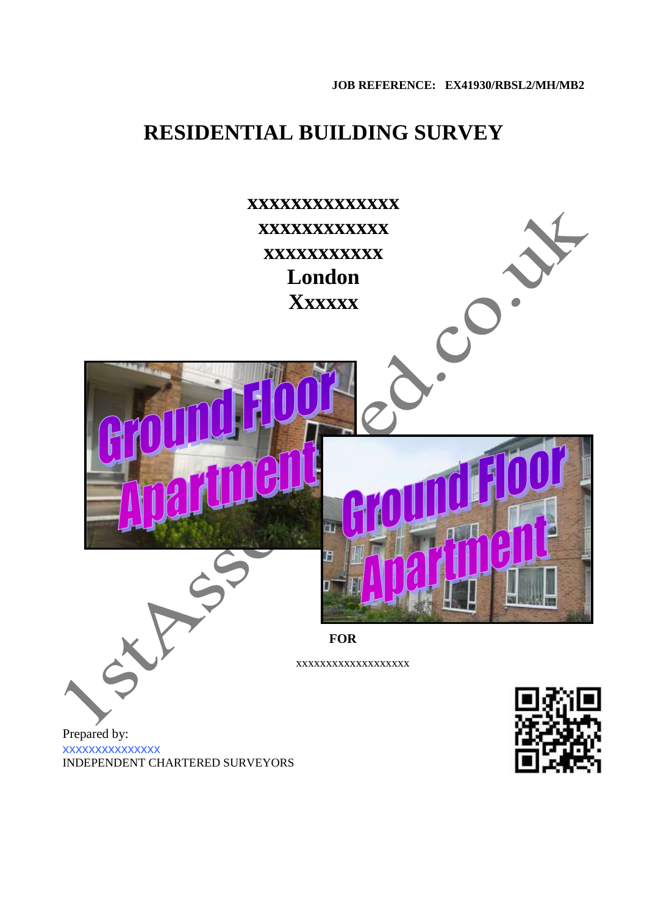**JOB REFERENCE: EX41930/RBSL2/MH/MB2**

# RESIDENTIAL BUILDING SURVEY

**xxxxxxxxxxxxxx**
**xxxxxxxxxxxx**
**xxxxxxxxxxx**
**London**
**Xxxxxx**

**FOR**

xxxxxxxxxxxxxxxxxxx

Prepared by:
xxxxxxxxxxxxxxx
INDEPENDENT CHARTERED SURVEYORS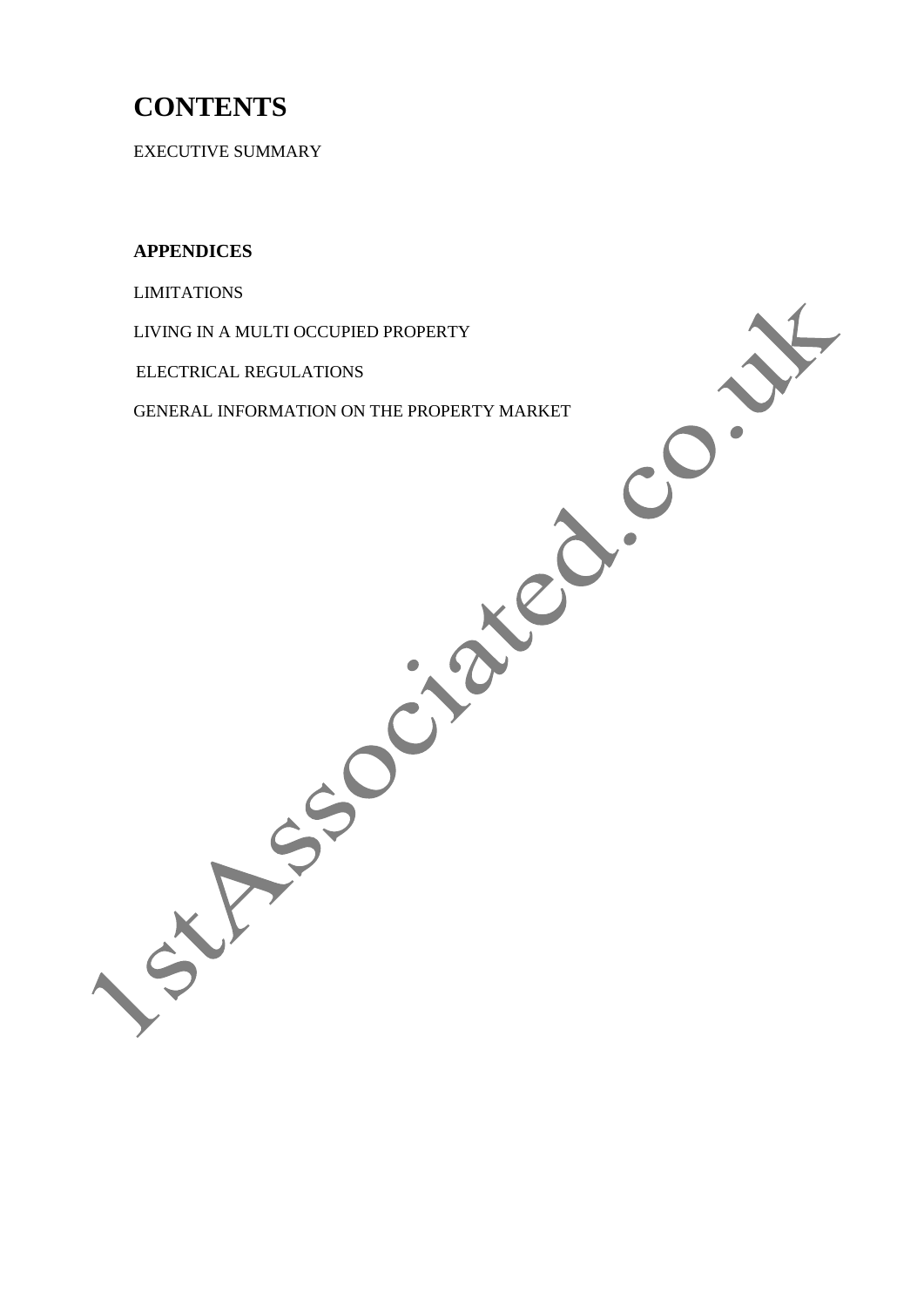# CONTENTS

EXECUTIVE SUMMARY

**APPENDICES**

LIMITATIONS

LIVING IN A MULTI OCCUPIED PROPERTY

ELECTRICAL REGULATIONS

GENERAL INFORMATION ON THE PROPERTY MARKET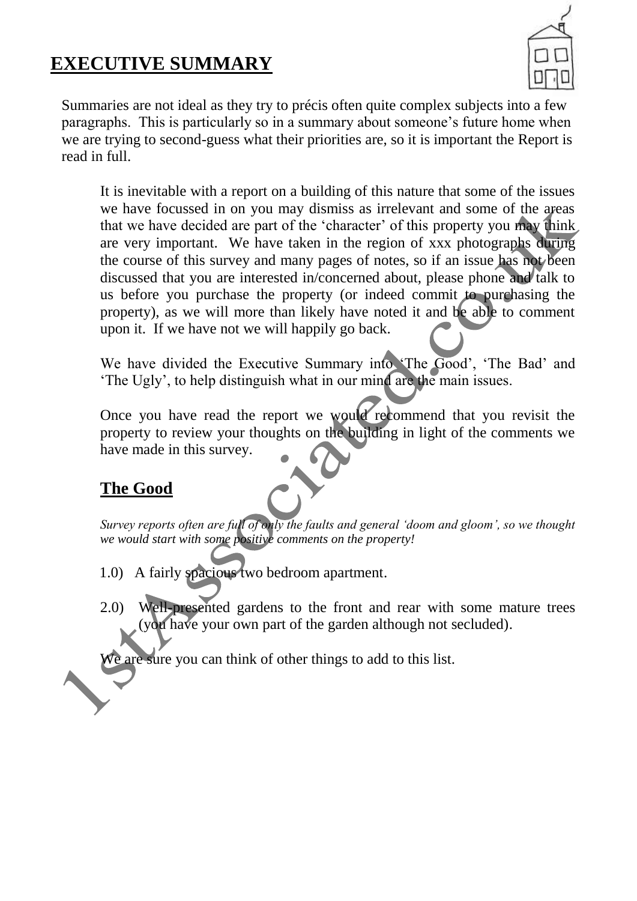# EXECUTIVE SUMMARY

Summaries are not ideal as they try to précis often quite complex subjects into a few paragraphs. This is particularly so in a summary about someone's future home when we are trying to second-guess what their priorities are, so it is important the Report is read in full.

It is inevitable with a report on a building of this nature that some of the issues we have focussed in on you may dismiss as irrelevant and some of the areas that we have decided are part of the 'character' of this property you may think are very important. We have taken in the region of xxx photographs during the course of this survey and many pages of notes, so if an issue has not been discussed that you are interested in/concerned about, please phone and talk to us before you purchase the property (or indeed commit to purchasing the property), as we will more than likely have noted it and be able to comment upon it. If we have not we will happily go back.

We have divided the Executive Summary into 'The Good', 'The Bad' and 'The Ugly', to help distinguish what in our mind are the main issues.

Once you have read the report we would recommend that you revisit the property to review your thoughts on the building in light of the comments we have made in this survey.

## The Good

*Survey reports often are full of only the faults and general 'doom and gloom', so we thought we would start with some positive comments on the property!*

1.0) A fairly spacious two bedroom apartment.

2.0) Well-presented gardens to the front and rear with some mature trees (you have your own part of the garden although not secluded).

We are sure you can think of other things to add to this list.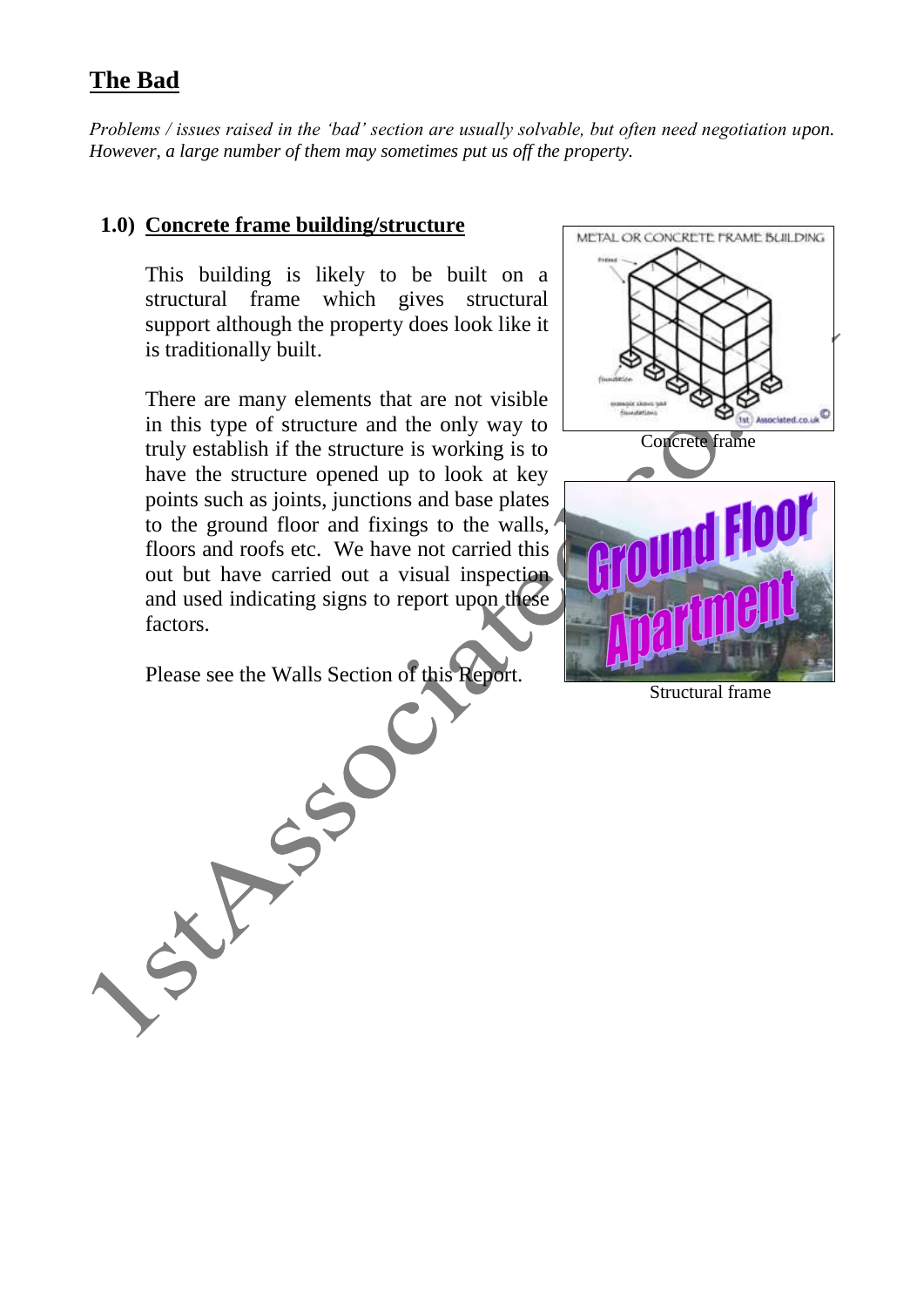## The Bad

*Problems / issues raised in the 'bad' section are usually solvable, but often need negotiation upon. However, a large number of them may sometimes put us off the property.*

### 1.0) Concrete frame building/structure

This building is likely to be built on a structural frame which gives structural support although the property does look like it is traditionally built.

There are many elements that are not visible in this type of structure and the only way to truly establish if the structure is working is to have the structure opened up to look at key points such as joints, junctions and base plates to the ground floor and fixings to the walls, floors and roofs etc. We have not carried this out but have carried out a visual inspection and used indicating signs to report upon these factors.

Please see the Walls Section of this Report.

Concrete frame

Structural frame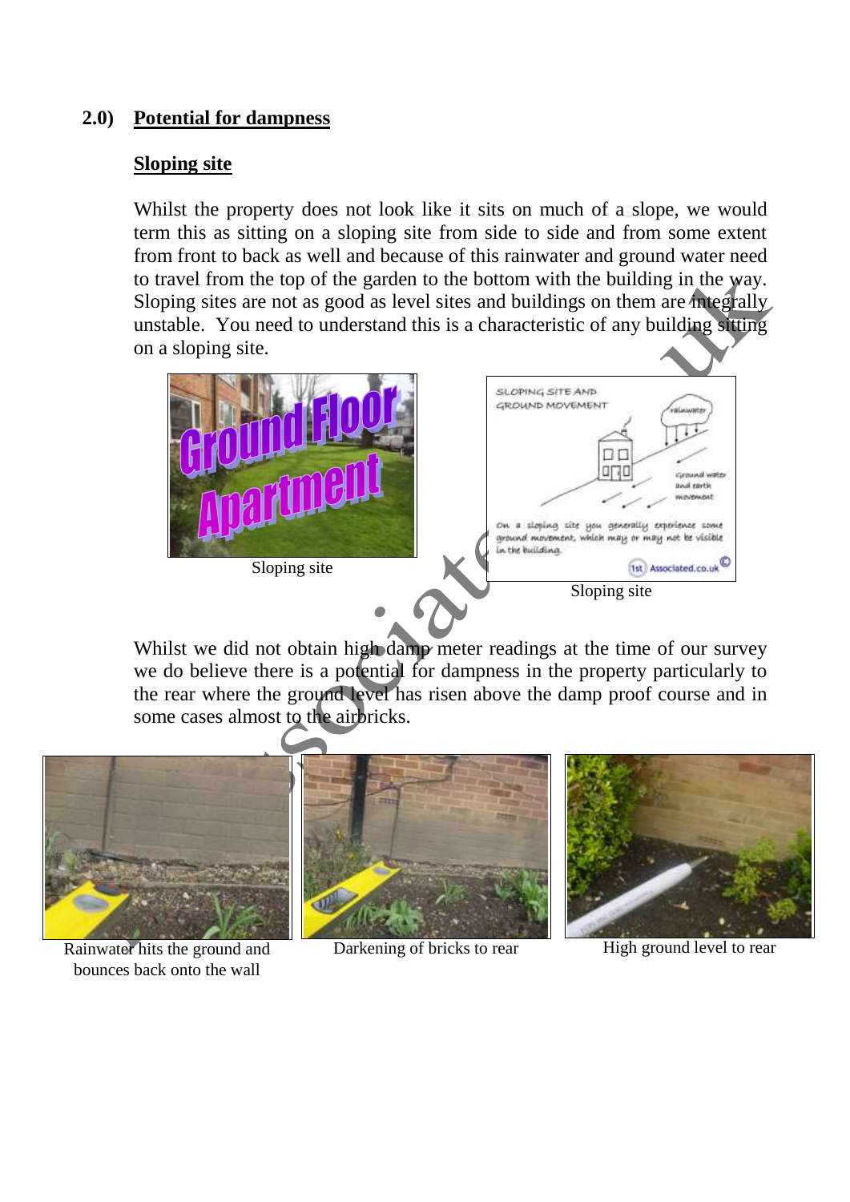## 2.0) Potential for dampness

### Sloping site

Whilst the property does not look like it sits on much of a slope, we would term this as sitting on a sloping site from side to side and from some extent from front to back as well and because of this rainwater and ground water need to travel from the top of the garden to the bottom with the building in the way. Sloping sites are not as good as level sites and buildings on them are integrally unstable. You need to understand this is a characteristic of any building sitting on a sloping site.

Sloping site

Sloping site

Whilst we did not obtain high damp meter readings at the time of our survey we do believe there is a potential for dampness in the property particularly to the rear where the ground level has risen above the damp proof course and in some cases almost to the airbricks.

Rainwater hits the ground and bounces back onto the wall

Darkening of bricks to rear

High ground level to rear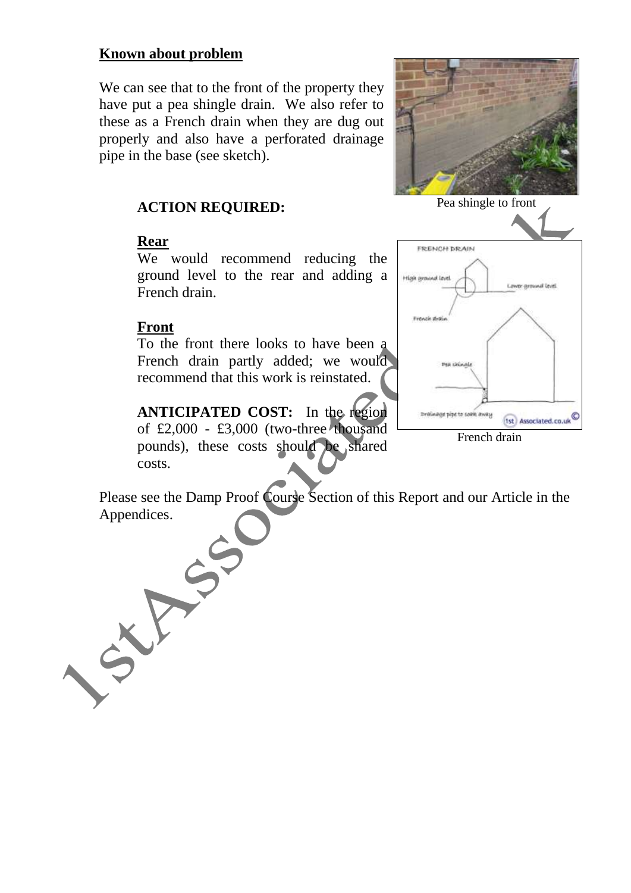**Known about problem**

We can see that to the front of the property they have put a pea shingle drain. We also refer to these as a French drain when they are dug out properly and also have a perforated drainage pipe in the base (see sketch).

Pea shingle to front

### ACTION REQUIRED:

**Rear**

We would recommend reducing the ground level to the rear and adding a French drain.

**Front**

To the front there looks to have been a French drain partly added; we would recommend that this work is reinstated.

**ANTICIPATED COST:** In the region of £2,000 - £3,000 (two-three thousand pounds), these costs should be shared costs.

French drain

Please see the Damp Proof Course Section of this Report and our Article in the Appendices.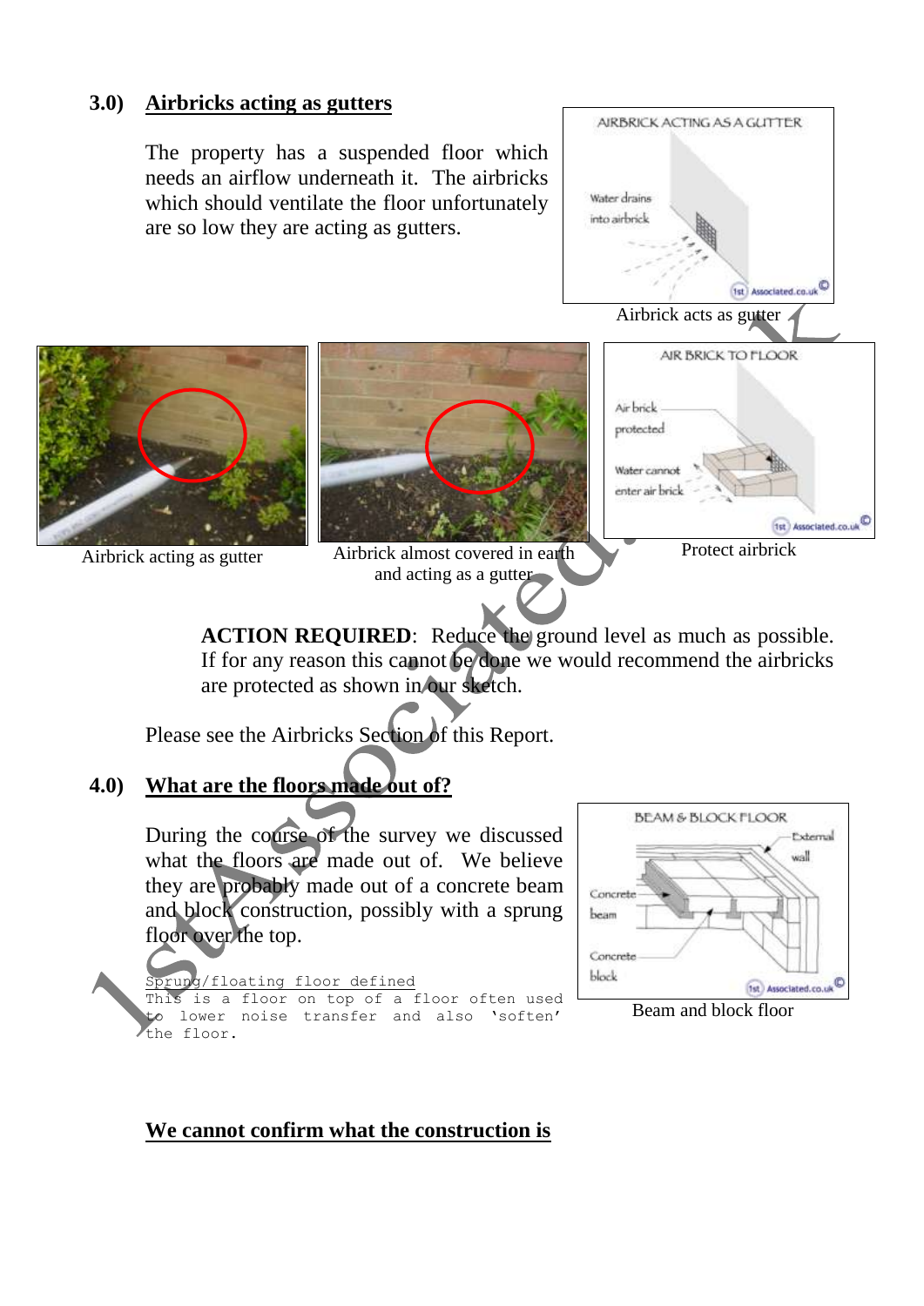## 3.0) Airbricks acting as gutters

The property has a suspended floor which needs an airflow underneath it. The airbricks which should ventilate the floor unfortunately are so low they are acting as gutters.

Airbrick acts as gutter

Airbrick acting as gutter

Airbrick almost covered in earth and acting as a gutter

Protect airbrick

**ACTION REQUIRED**: Reduce the ground level as much as possible. If for any reason this cannot be done we would recommend the airbricks are protected as shown in our sketch.

Please see the Airbricks Section of this Report.

## 4.0) What are the floors made out of?

During the course of the survey we discussed what the floors are made out of. We believe they are probably made out of a concrete beam and block construction, possibly with a sprung floor over the top.

Sprung/floating floor defined
This is a floor on top of a floor often used to lower noise transfer and also 'soften' the floor.

Beam and block floor

**We cannot confirm what the construction is**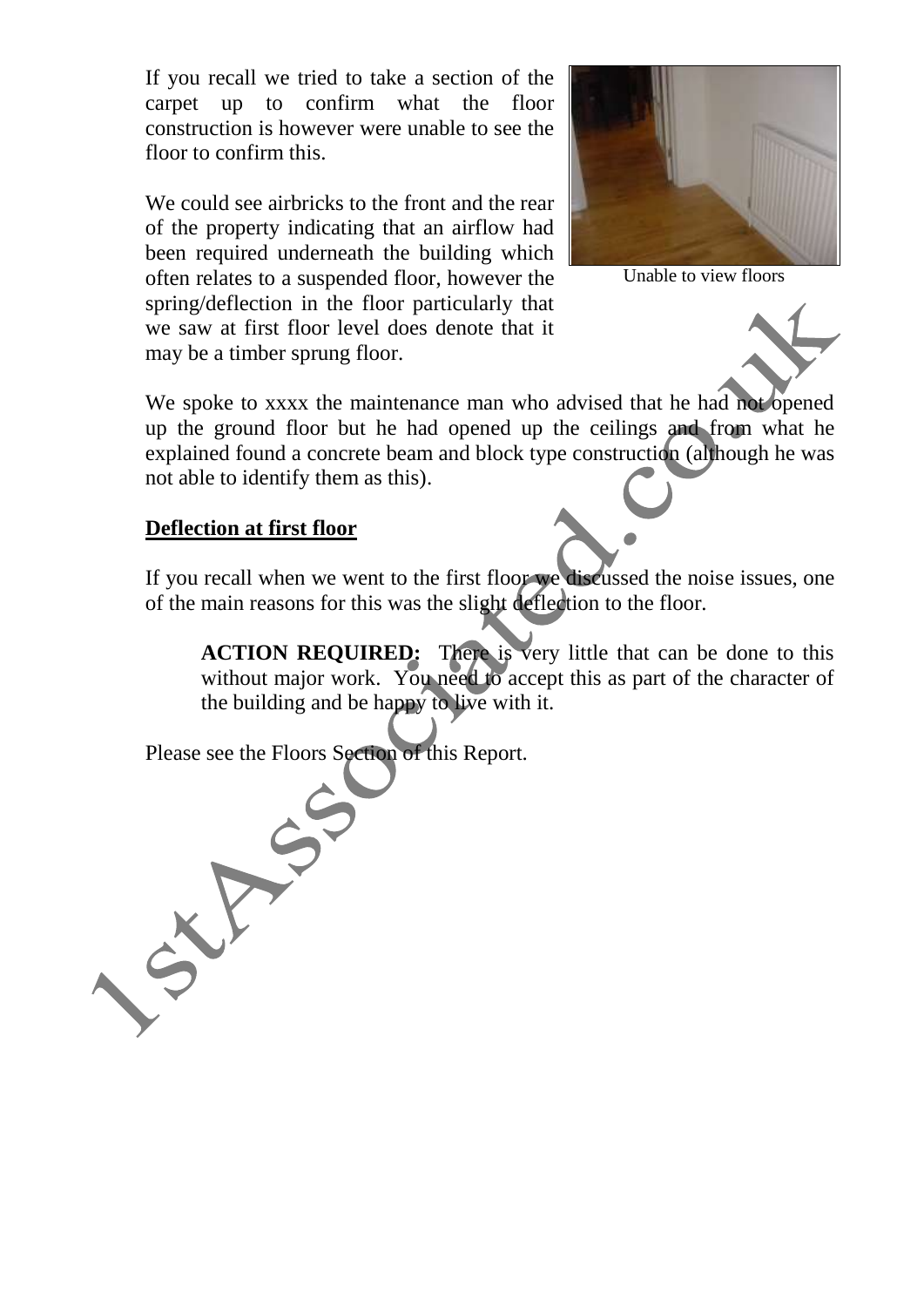If you recall we tried to take a section of the carpet up to confirm what the floor construction is however were unable to see the floor to confirm this.

We could see airbricks to the front and the rear of the property indicating that an airflow had been required underneath the building which often relates to a suspended floor, however the spring/deflection in the floor particularly that we saw at first floor level does denote that it may be a timber sprung floor.

Unable to view floors

We spoke to xxxx the maintenance man who advised that he had not opened up the ground floor but he had opened up the ceilings and from what he explained found a concrete beam and block type construction (although he was not able to identify them as this).

**Deflection at first floor**

If you recall when we went to the first floor we discussed the noise issues, one of the main reasons for this was the slight deflection to the floor.

> **ACTION REQUIRED:** There is very little that can be done to this without major work. You need to accept this as part of the character of the building and be happy to live with it.

Please see the Floors Section of this Report.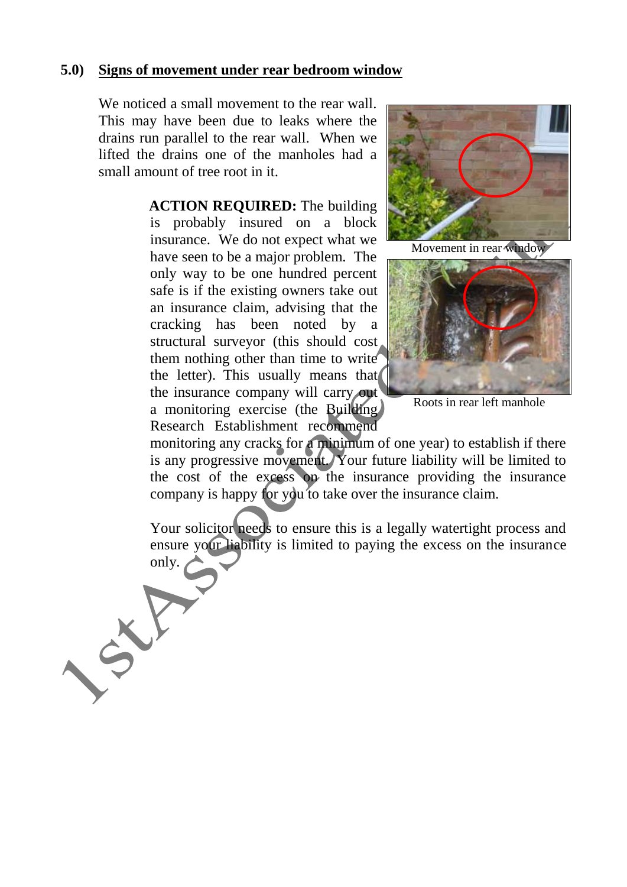## 5.0) Signs of movement under rear bedroom window

We noticed a small movement to the rear wall. This may have been due to leaks where the drains run parallel to the rear wall. When we lifted the drains one of the manholes had a small amount of tree root in it.

**ACTION REQUIRED:** The building is probably insured on a block insurance. We do not expect what we have seen to be a major problem. The only way to be one hundred percent safe is if the existing owners take out an insurance claim, advising that the cracking has been noted by a structural surveyor (this should cost them nothing other than time to write the letter). This usually means that the insurance company will carry out a monitoring exercise (the Building Research Establishment recommend monitoring any cracks for a minimum of one year) to establish if there is any progressive movement. Your future liability will be limited to the cost of the excess on the insurance providing the insurance company is happy for you to take over the insurance claim.

Your solicitor needs to ensure this is a legally watertight process and ensure your liability is limited to paying the excess on the insurance only.

Movement in rear window

Roots in rear left manhole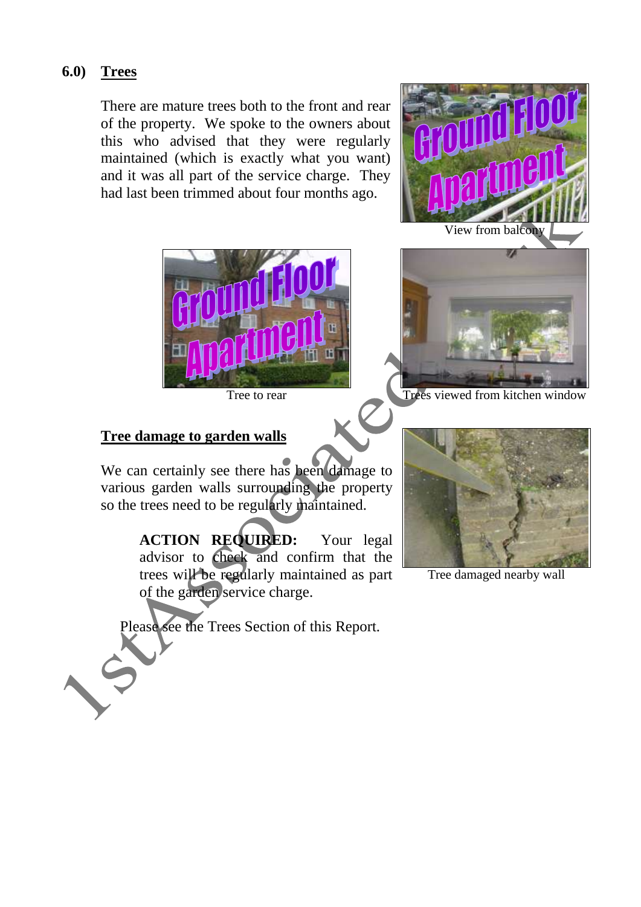## 6.0) Trees

There are mature trees both to the front and rear of the property. We spoke to the owners about this who advised that they were regularly maintained (which is exactly what you want) and it was all part of the service charge. They had last been trimmed about four months ago.

View from balcony

Tree to rear

Trees viewed from kitchen window

### Tree damage to garden walls

We can certainly see there has been damage to various garden walls surrounding the property so the trees need to be regularly maintained.

> **ACTION REQUIRED:** Your legal advisor to check and confirm that the trees will be regularly maintained as part of the garden service charge.

Tree damaged nearby wall

Please see the Trees Section of this Report.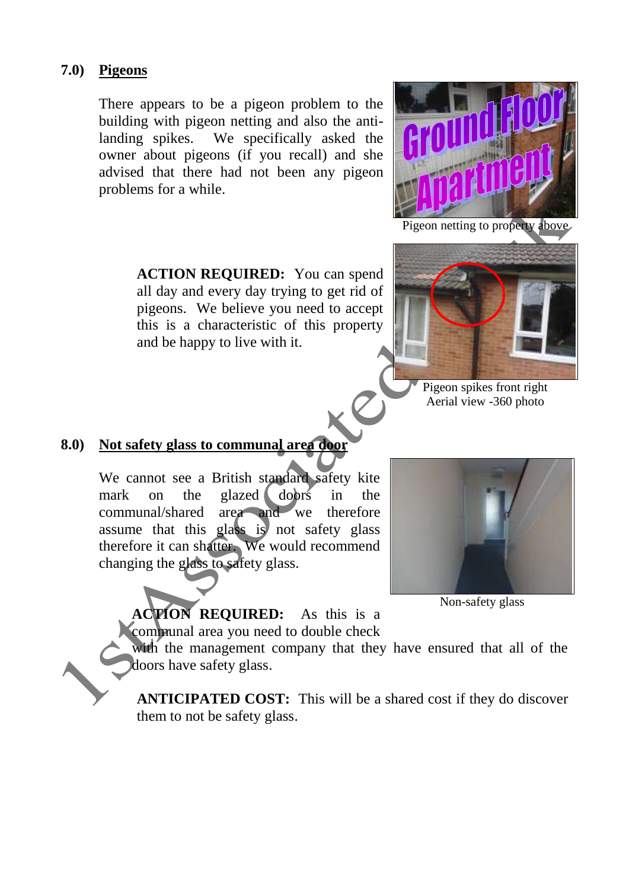## 7.0) Pigeons

There appears to be a pigeon problem to the building with pigeon netting and also the anti-landing spikes. We specifically asked the owner about pigeons (if you recall) and she advised that there had not been any pigeon problems for a while.

Pigeon netting to property above

**ACTION REQUIRED:** You can spend all day and every day trying to get rid of pigeons. We believe you need to accept this is a characteristic of this property and be happy to live with it.

Pigeon spikes front right
Aerial view -360 photo

## 8.0) Not safety glass to communal area door

We cannot see a British standard safety kite mark on the glazed doors in the communal/shared area and we therefore assume that this glass is not safety glass therefore it can shatter. We would recommend changing the glass to safety glass.

Non-safety glass

**ACTION REQUIRED:** As this is a communal area you need to double check with the management company that they have ensured that all of the doors have safety glass.

**ANTICIPATED COST:** This will be a shared cost if they do discover them to not be safety glass.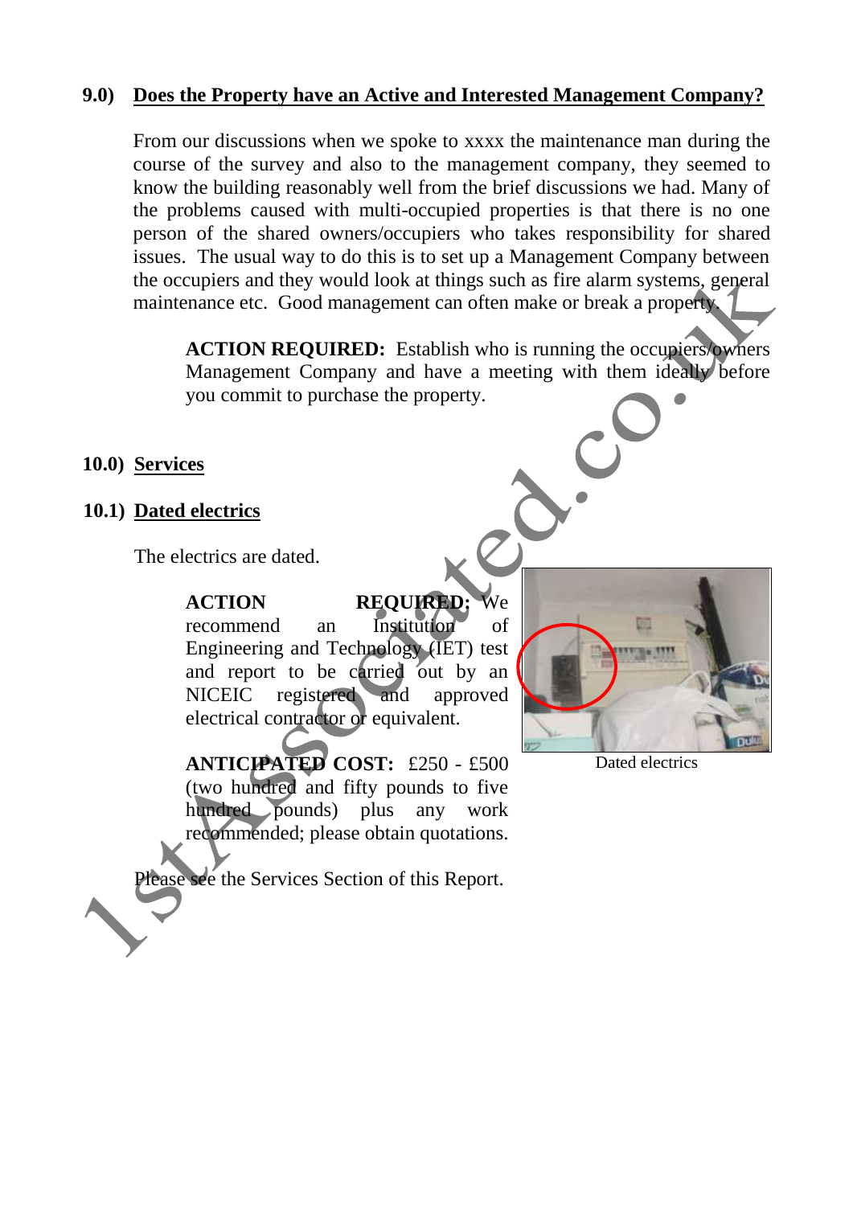## 9.0) Does the Property have an Active and Interested Management Company?

From our discussions when we spoke to xxxx the maintenance man during the course of the survey and also to the management company, they seemed to know the building reasonably well from the brief discussions we had. Many of the problems caused with multi-occupied properties is that there is no one person of the shared owners/occupiers who takes responsibility for shared issues. The usual way to do this is to set up a Management Company between the occupiers and they would look at things such as fire alarm systems, general maintenance etc. Good management can often make or break a property.

**ACTION REQUIRED:** Establish who is running the occupiers/owners Management Company and have a meeting with them ideally before you commit to purchase the property.

## 10.0) Services

### 10.1) Dated electrics

The electrics are dated.

**ACTION REQUIRED:** We recommend an Institution of Engineering and Technology (IET) test and report to be carried out by an NICEIC registered and approved electrical contractor or equivalent.

**ANTICIPATED COST:** £250 - £500 (two hundred and fifty pounds to five hundred pounds) plus any work recommended; please obtain quotations.

Dated electrics

Please see the Services Section of this Report.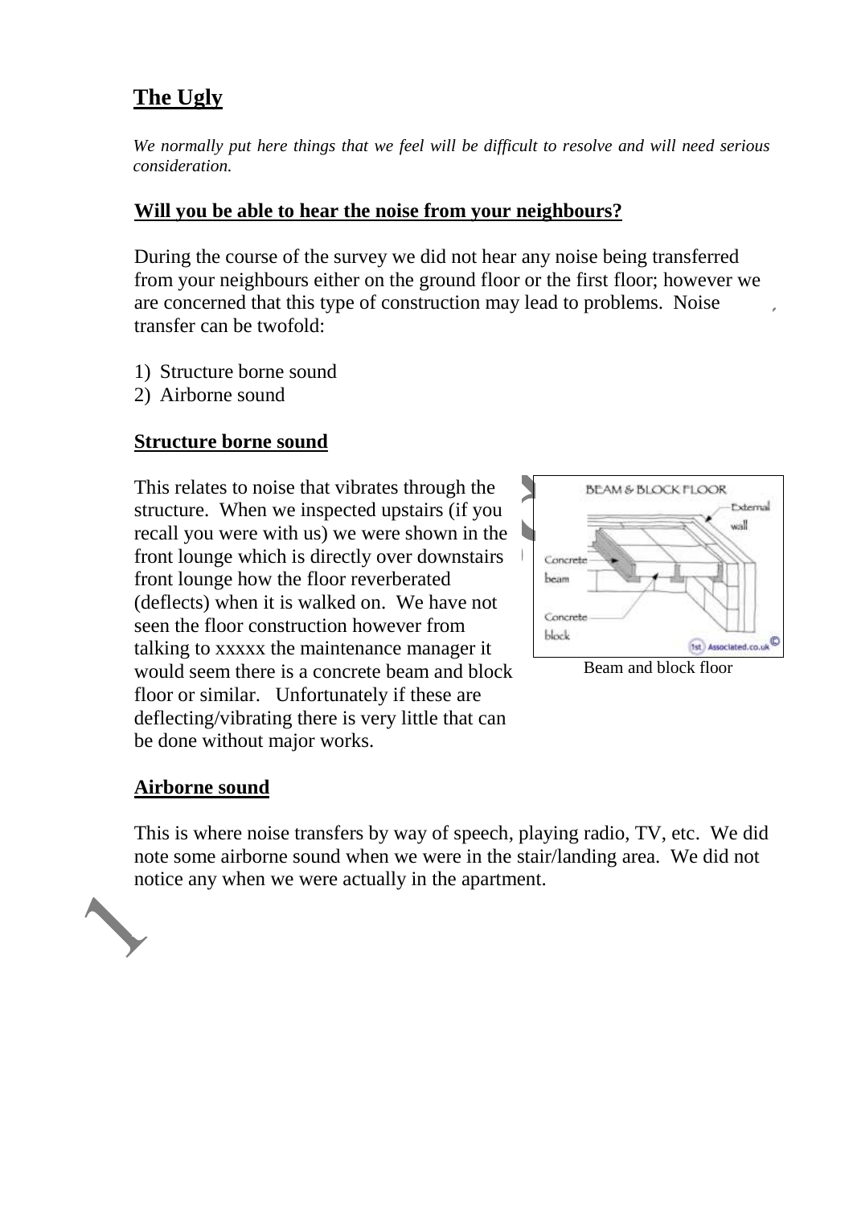## The Ugly

*We normally put here things that we feel will be difficult to resolve and will need serious consideration.*

### Will you be able to hear the noise from your neighbours?

During the course of the survey we did not hear any noise being transferred from your neighbours either on the ground floor or the first floor; however we are concerned that this type of construction may lead to problems. Noise transfer can be twofold:

1) Structure borne sound
2) Airborne sound

### Structure borne sound

This relates to noise that vibrates through the structure. When we inspected upstairs (if you recall you were with us) we were shown in the front lounge which is directly over downstairs front lounge how the floor reverberated (deflects) when it is walked on. We have not seen the floor construction however from talking to xxxxx the maintenance manager it would seem there is a concrete beam and block floor or similar. Unfortunately if these are deflecting/vibrating there is very little that can be done without major works.

Beam and block floor

### Airborne sound

This is where noise transfers by way of speech, playing radio, TV, etc. We did note some airborne sound when we were in the stair/landing area. We did not notice any when we were actually in the apartment.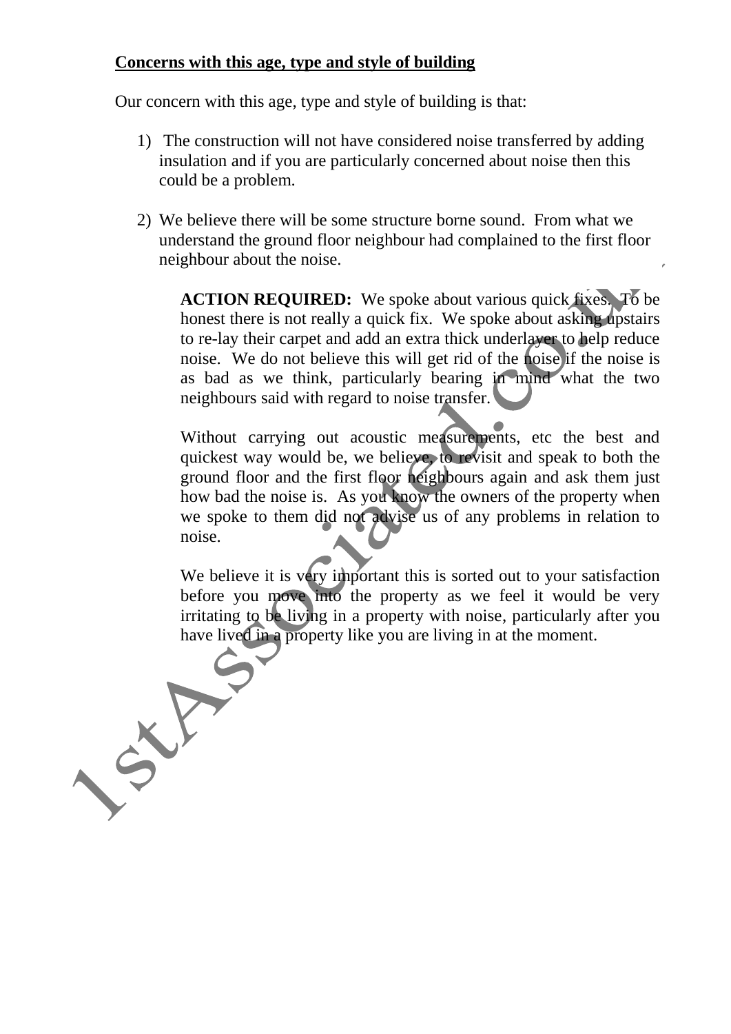**Concerns with this age, type and style of building**

Our concern with this age, type and style of building is that:

1) The construction will not have considered noise transferred by adding insulation and if you are particularly concerned about noise then this could be a problem.

2) We believe there will be some structure borne sound. From what we understand the ground floor neighbour had complained to the first floor neighbour about the noise.

   **ACTION REQUIRED:** We spoke about various quick fixes. To be honest there is not really a quick fix. We spoke about asking upstairs to re-lay their carpet and add an extra thick underlayer to help reduce noise. We do not believe this will get rid of the noise if the noise is as bad as we think, particularly bearing in mind what the two neighbours said with regard to noise transfer.

   Without carrying out acoustic measurements, etc the best and quickest way would be, we believe, to revisit and speak to both the ground floor and the first floor neighbours again and ask them just how bad the noise is. As you know the owners of the property when we spoke to them did not advise us of any problems in relation to noise.

   We believe it is very important this is sorted out to your satisfaction before you move into the property as we feel it would be very irritating to be living in a property with noise, particularly after you have lived in a property like you are living in at the moment.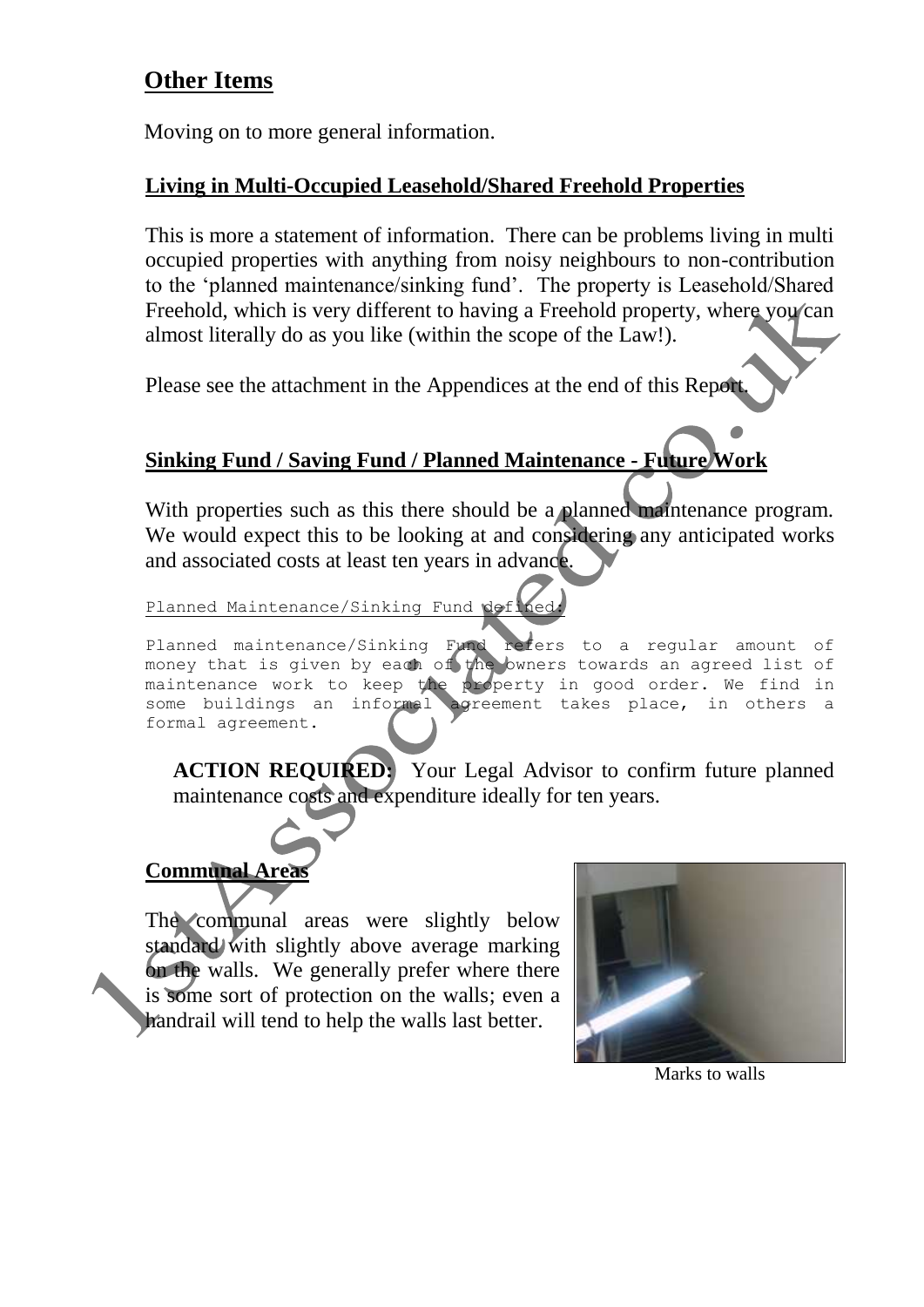## Other Items

Moving on to more general information.

### Living in Multi-Occupied Leasehold/Shared Freehold Properties

This is more a statement of information. There can be problems living in multi occupied properties with anything from noisy neighbours to non-contribution to the 'planned maintenance/sinking fund'. The property is Leasehold/Shared Freehold, which is very different to having a Freehold property, where you can almost literally do as you like (within the scope of the Law!).

Please see the attachment in the Appendices at the end of this Report.

### Sinking Fund / Saving Fund / Planned Maintenance - Future Work

With properties such as this there should be a planned maintenance program. We would expect this to be looking at and considering any anticipated works and associated costs at least ten years in advance.

Planned Maintenance/Sinking Fund defined:

Planned maintenance/Sinking Fund refers to a regular amount of money that is given by each of the owners towards an agreed list of maintenance work to keep the property in good order. We find in some buildings an informal agreement takes place, in others a formal agreement.

**ACTION REQUIRED:** Your Legal Advisor to confirm future planned maintenance costs and expenditure ideally for ten years.

### Communal Areas

The communal areas were slightly below standard with slightly above average marking on the walls. We generally prefer where there is some sort of protection on the walls; even a handrail will tend to help the walls last better.

Marks to walls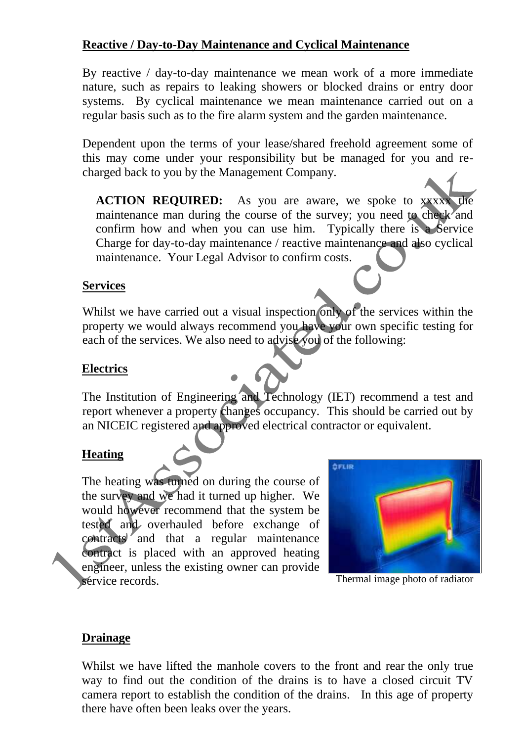## Reactive / Day-to-Day Maintenance and Cyclical Maintenance

By reactive / day-to-day maintenance we mean work of a more immediate nature, such as repairs to leaking showers or blocked drains or entry door systems. By cyclical maintenance we mean maintenance carried out on a regular basis such as to the fire alarm system and the garden maintenance.

Dependent upon the terms of your lease/shared freehold agreement some of this may come under your responsibility but be managed for you and re-charged back to you by the Management Company.

> **ACTION REQUIRED:** As you are aware, we spoke to xxxxx the maintenance man during the course of the survey; you need to check and confirm how and when you can use him. Typically there is a Service Charge for day-to-day maintenance / reactive maintenance and also cyclical maintenance. Your Legal Advisor to confirm costs.

## Services

Whilst we have carried out a visual inspection only of the services within the property we would always recommend you have your own specific testing for each of the services. We also need to advise you of the following:

## Electrics

The Institution of Engineering and Technology (IET) recommend a test and report whenever a property changes occupancy. This should be carried out by an NICEIC registered and approved electrical contractor or equivalent.

## Heating

The heating was turned on during the course of the survey and we had it turned up higher. We would however recommend that the system be tested and overhauled before exchange of contracts and that a regular maintenance contract is placed with an approved heating engineer, unless the existing owner can provide service records.

Thermal image photo of radiator

## Drainage

Whilst we have lifted the manhole covers to the front and rear the only true way to find out the condition of the drains is to have a closed circuit TV camera report to establish the condition of the drains. In this age of property there have often been leaks over the years.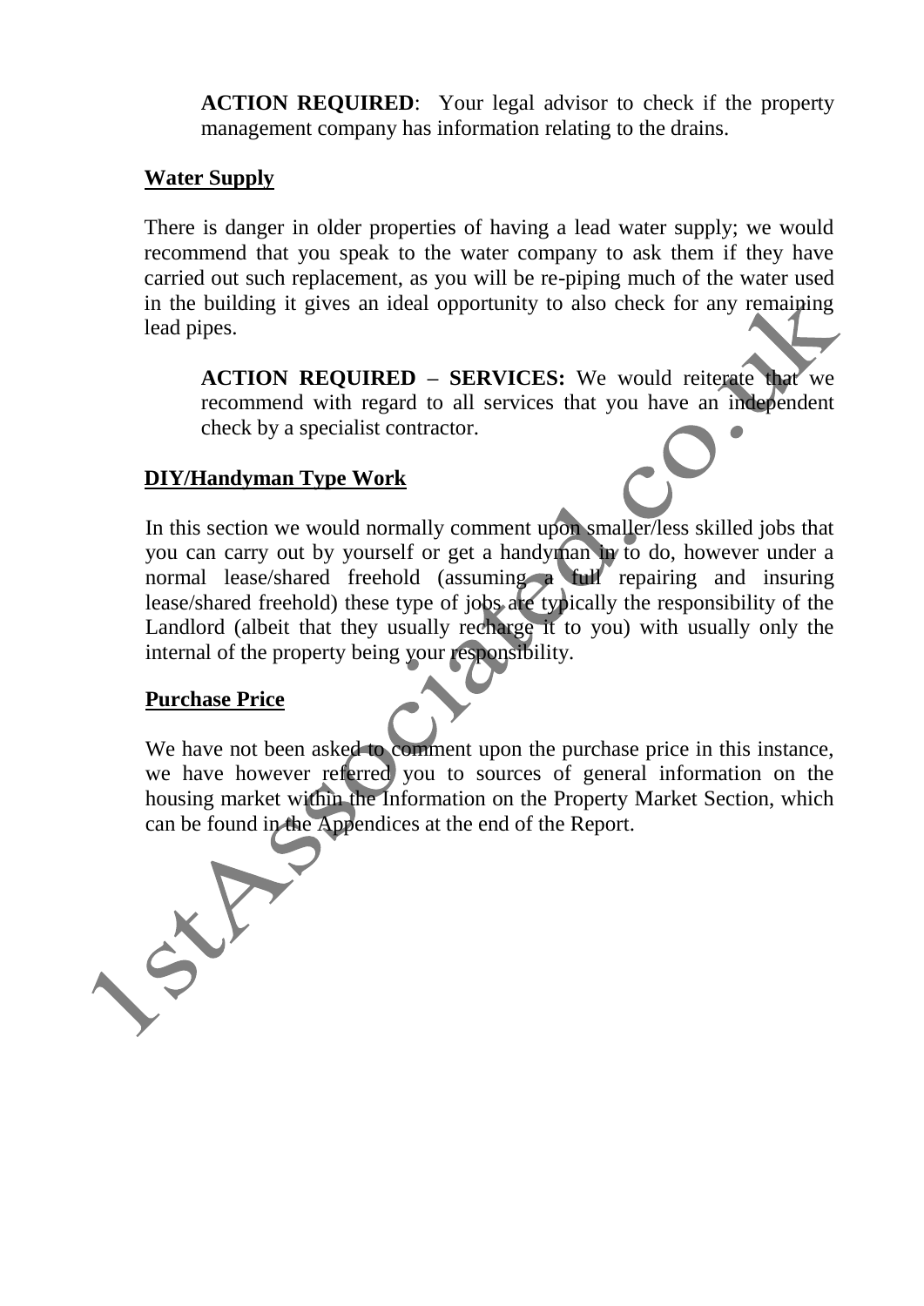**ACTION REQUIRED**: Your legal advisor to check if the property management company has information relating to the drains.

## Water Supply

There is danger in older properties of having a lead water supply; we would recommend that you speak to the water company to ask them if they have carried out such replacement, as you will be re-piping much of the water used in the building it gives an ideal opportunity to also check for any remaining lead pipes.

**ACTION REQUIRED – SERVICES:** We would reiterate that we recommend with regard to all services that you have an independent check by a specialist contractor.

## DIY/Handyman Type Work

In this section we would normally comment upon smaller/less skilled jobs that you can carry out by yourself or get a handyman in to do, however under a normal lease/shared freehold (assuming a full repairing and insuring lease/shared freehold) these type of jobs are typically the responsibility of the Landlord (albeit that they usually recharge it to you) with usually only the internal of the property being your responsibility.

## Purchase Price

We have not been asked to comment upon the purchase price in this instance, we have however referred you to sources of general information on the housing market within the Information on the Property Market Section, which can be found in the Appendices at the end of the Report.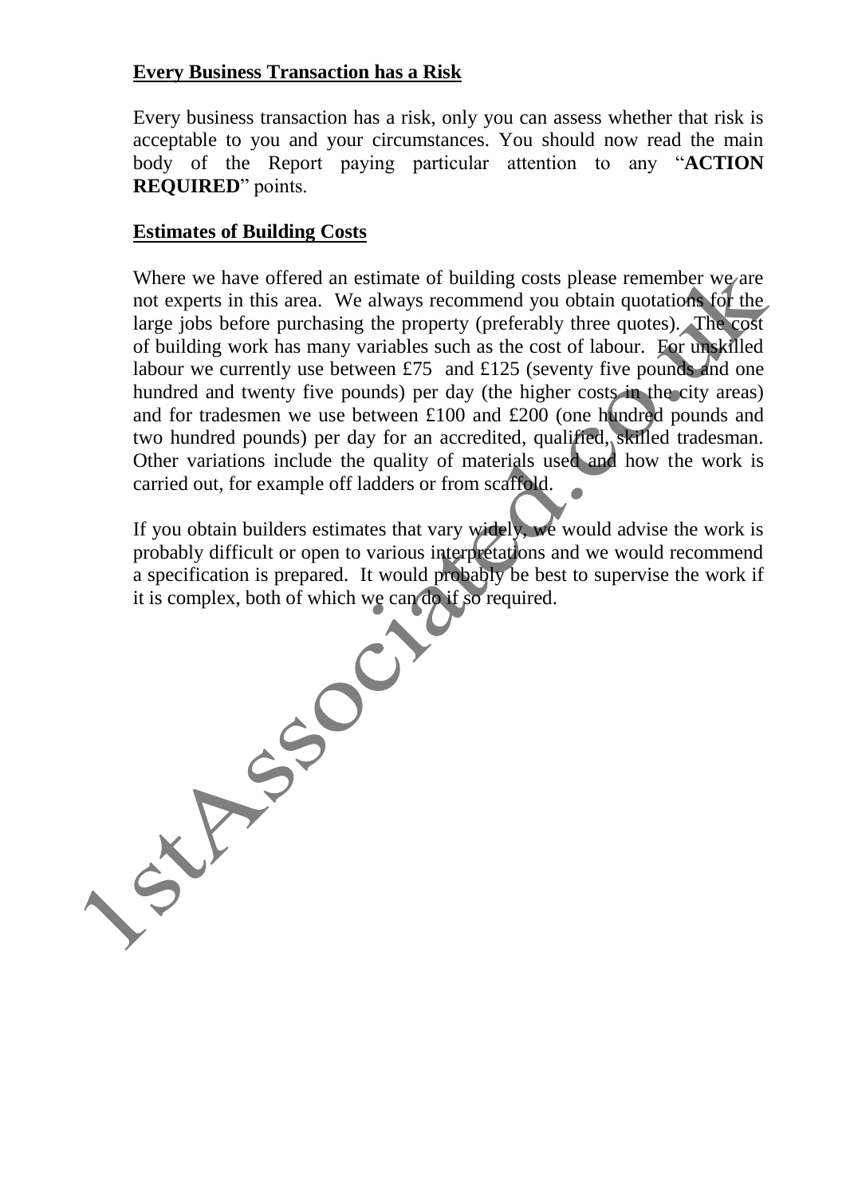**Every Business Transaction has a Risk**

Every business transaction has a risk, only you can assess whether that risk is acceptable to you and your circumstances. You should now read the main body of the Report paying particular attention to any "**ACTION REQUIRED**" points.

**Estimates of Building Costs**

Where we have offered an estimate of building costs please remember we are not experts in this area. We always recommend you obtain quotations for the large jobs before purchasing the property (preferably three quotes). The cost of building work has many variables such as the cost of labour. For unskilled labour we currently use between £75 and £125 (seventy five pounds and one hundred and twenty five pounds) per day (the higher costs in the city areas) and for tradesmen we use between £100 and £200 (one hundred pounds and two hundred pounds) per day for an accredited, qualified, skilled tradesman. Other variations include the quality of materials used and how the work is carried out, for example off ladders or from scaffold.

If you obtain builders estimates that vary widely, we would advise the work is probably difficult or open to various interpretations and we would recommend a specification is prepared. It would probably be best to supervise the work if it is complex, both of which we can do if so required.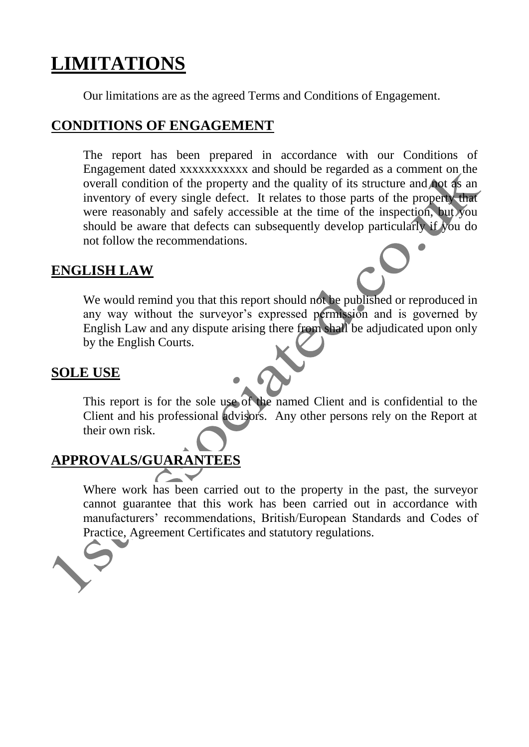# LIMITATIONS

Our limitations are as the agreed Terms and Conditions of Engagement.

## CONDITIONS OF ENGAGEMENT

The report has been prepared in accordance with our Conditions of Engagement dated xxxxxxxxxxx and should be regarded as a comment on the overall condition of the property and the quality of its structure and not as an inventory of every single defect. It relates to those parts of the property that were reasonably and safely accessible at the time of the inspection, but you should be aware that defects can subsequently develop particularly if you do not follow the recommendations.

## ENGLISH LAW

We would remind you that this report should not be published or reproduced in any way without the surveyor's expressed permission and is governed by English Law and any dispute arising there from shall be adjudicated upon only by the English Courts.

## SOLE USE

This report is for the sole use of the named Client and is confidential to the Client and his professional advisors. Any other persons rely on the Report at their own risk.

## APPROVALS/GUARANTEES

Where work has been carried out to the property in the past, the surveyor cannot guarantee that this work has been carried out in accordance with manufacturers' recommendations, British/European Standards and Codes of Practice, Agreement Certificates and statutory regulations.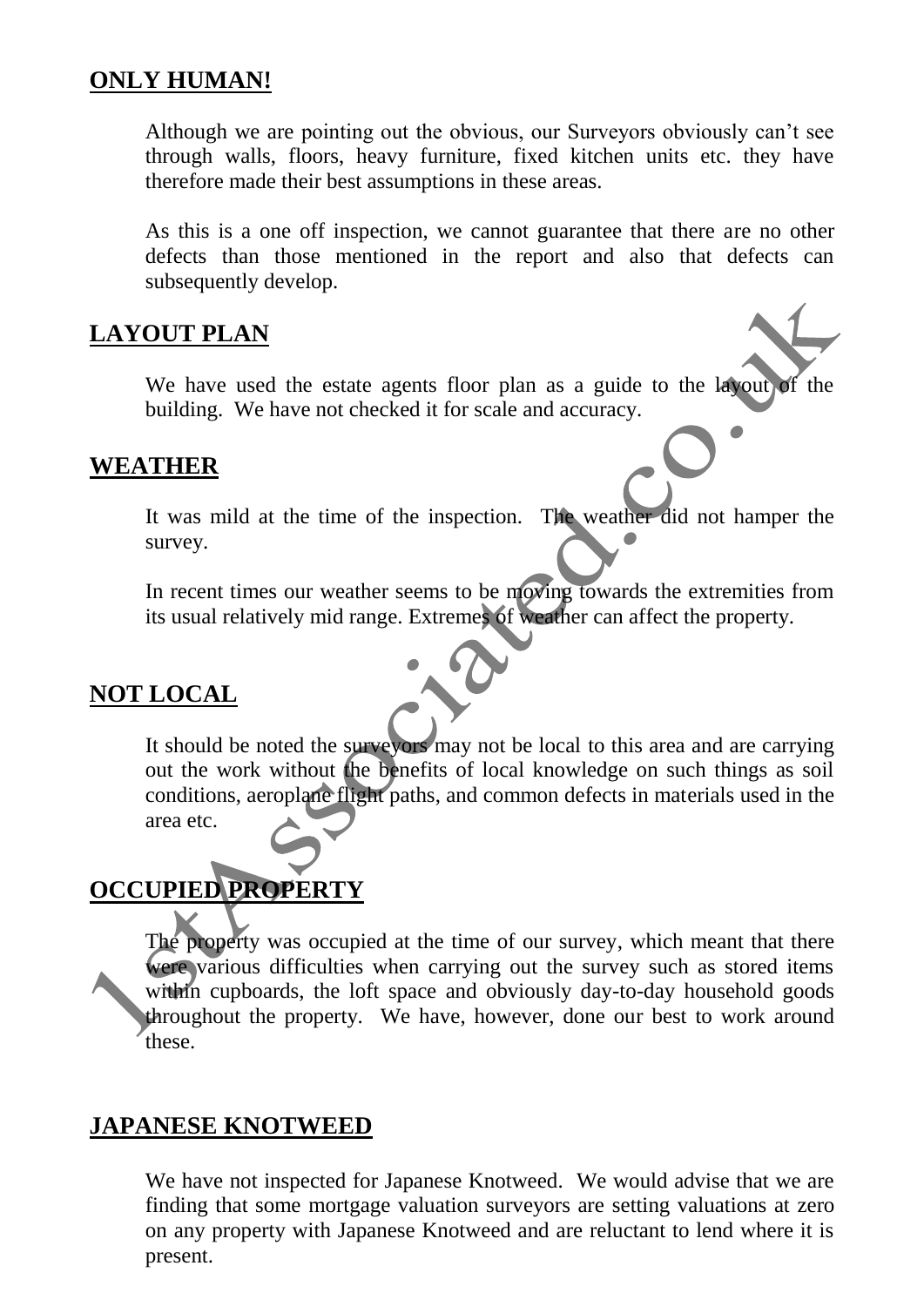## ONLY HUMAN!

Although we are pointing out the obvious, our Surveyors obviously can't see through walls, floors, heavy furniture, fixed kitchen units etc. they have therefore made their best assumptions in these areas.

As this is a one off inspection, we cannot guarantee that there are no other defects than those mentioned in the report and also that defects can subsequently develop.

## LAYOUT PLAN

We have used the estate agents floor plan as a guide to the layout of the building. We have not checked it for scale and accuracy.

## WEATHER

It was mild at the time of the inspection. The weather did not hamper the survey.

In recent times our weather seems to be moving towards the extremities from its usual relatively mid range. Extremes of weather can affect the property.

## NOT LOCAL

It should be noted the surveyors may not be local to this area and are carrying out the work without the benefits of local knowledge on such things as soil conditions, aeroplane flight paths, and common defects in materials used in the area etc.

## OCCUPIED PROPERTY

The property was occupied at the time of our survey, which meant that there were various difficulties when carrying out the survey such as stored items within cupboards, the loft space and obviously day-to-day household goods throughout the property. We have, however, done our best to work around these.

## JAPANESE KNOTWEED

We have not inspected for Japanese Knotweed. We would advise that we are finding that some mortgage valuation surveyors are setting valuations at zero on any property with Japanese Knotweed and are reluctant to lend where it is present.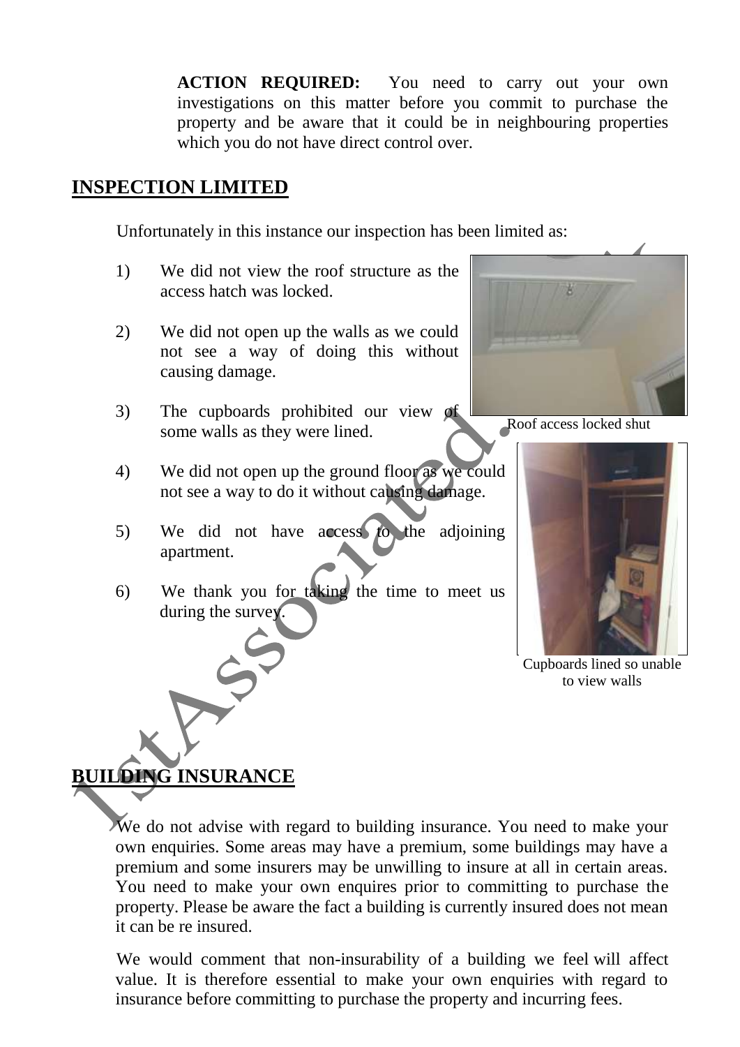**ACTION REQUIRED:** You need to carry out your own investigations on this matter before you commit to purchase the property and be aware that it could be in neighbouring properties which you do not have direct control over.

## INSPECTION LIMITED

Unfortunately in this instance our inspection has been limited as:

1) We did not view the roof structure as the access hatch was locked.

2) We did not open up the walls as we could not see a way of doing this without causing damage.

3) The cupboards prohibited our view of some walls as they were lined.

4) We did not open up the ground floor as we could not see a way to do it without causing damage.

5) We did not have access to the adjoining apartment.

6) We thank you for taking the time to meet us during the survey.

Roof access locked shut

Cupboards lined so unable to view walls

## BUILDING INSURANCE

We do not advise with regard to building insurance. You need to make your own enquiries. Some areas may have a premium, some buildings may have a premium and some insurers may be unwilling to insure at all in certain areas. You need to make your own enquires prior to committing to purchase the property. Please be aware the fact a building is currently insured does not mean it can be re insured.

We would comment that non-insurability of a building we feel will affect value. It is therefore essential to make your own enquiries with regard to insurance before committing to purchase the property and incurring fees.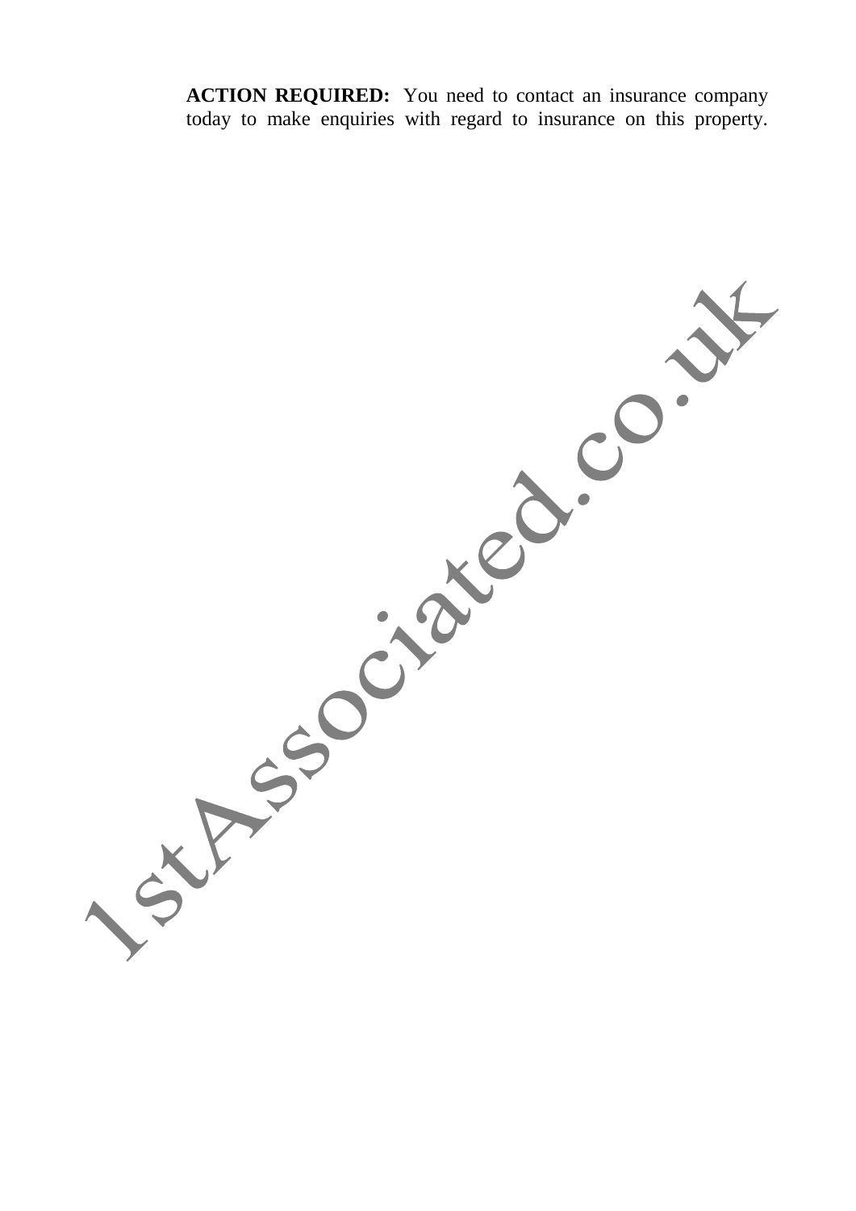**ACTION REQUIRED:** You need to contact an insurance company today to make enquiries with regard to insurance on this property.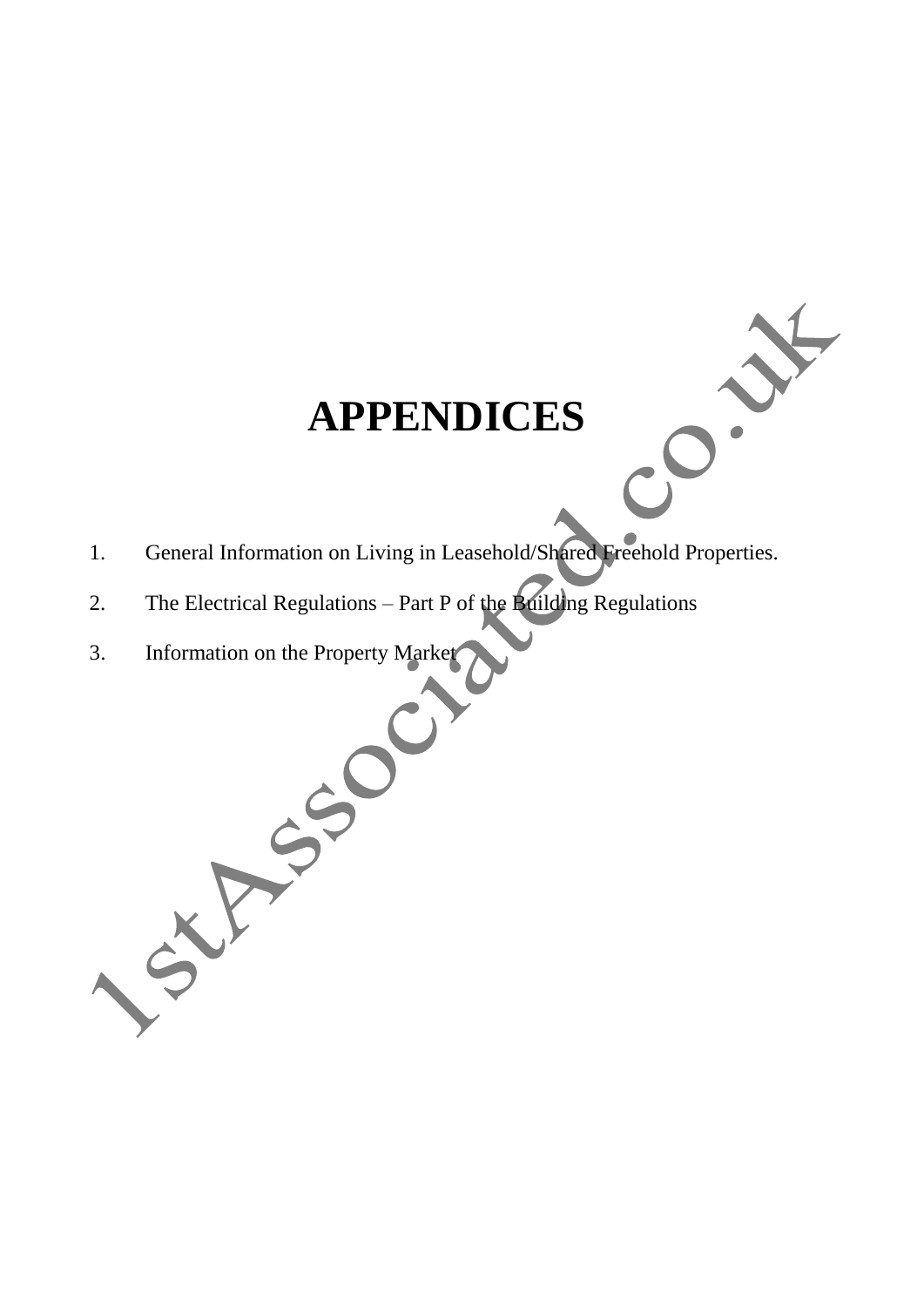# APPENDICES

1. General Information on Living in Leasehold/Shared Freehold Properties.
2. The Electrical Regulations – Part P of the Building Regulations
3. Information on the Property Market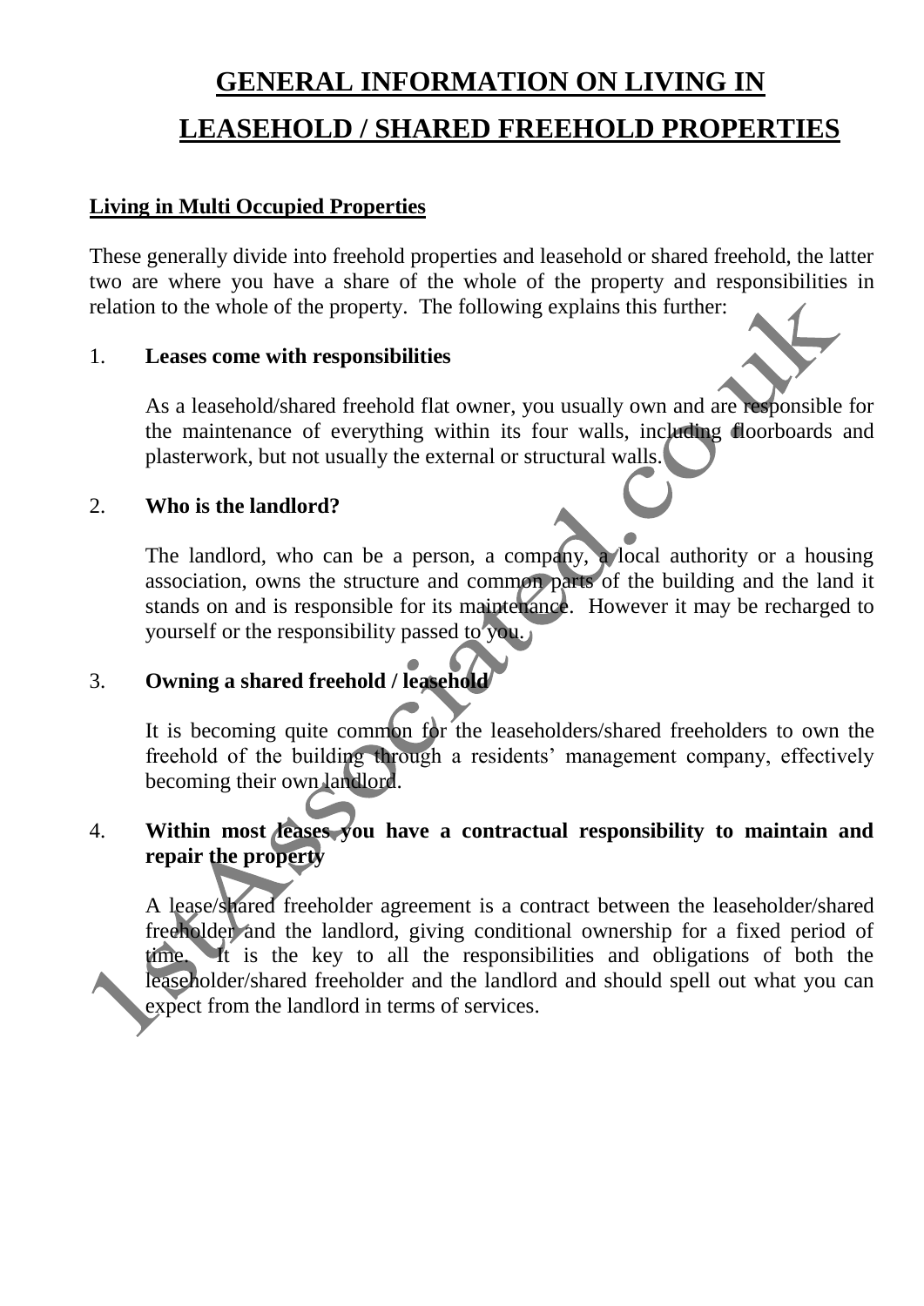# GENERAL INFORMATION ON LIVING IN LEASEHOLD / SHARED FREEHOLD PROPERTIES

## Living in Multi Occupied Properties

These generally divide into freehold properties and leasehold or shared freehold, the latter two are where you have a share of the whole of the property and responsibilities in relation to the whole of the property. The following explains this further:

1. **Leases come with responsibilities**

   As a leasehold/shared freehold flat owner, you usually own and are responsible for the maintenance of everything within its four walls, including floorboards and plasterwork, but not usually the external or structural walls.

2. **Who is the landlord?**

   The landlord, who can be a person, a company, a local authority or a housing association, owns the structure and common parts of the building and the land it stands on and is responsible for its maintenance. However it may be recharged to yourself or the responsibility passed to you.

3. **Owning a shared freehold / leasehold**

   It is becoming quite common for the leaseholders/shared freeholders to own the freehold of the building through a residents' management company, effectively becoming their own landlord.

4. **Within most leases you have a contractual responsibility to maintain and repair the property**

   A lease/shared freeholder agreement is a contract between the leaseholder/shared freeholder and the landlord, giving conditional ownership for a fixed period of time. It is the key to all the responsibilities and obligations of both the leaseholder/shared freeholder and the landlord and should spell out what you can expect from the landlord in terms of services.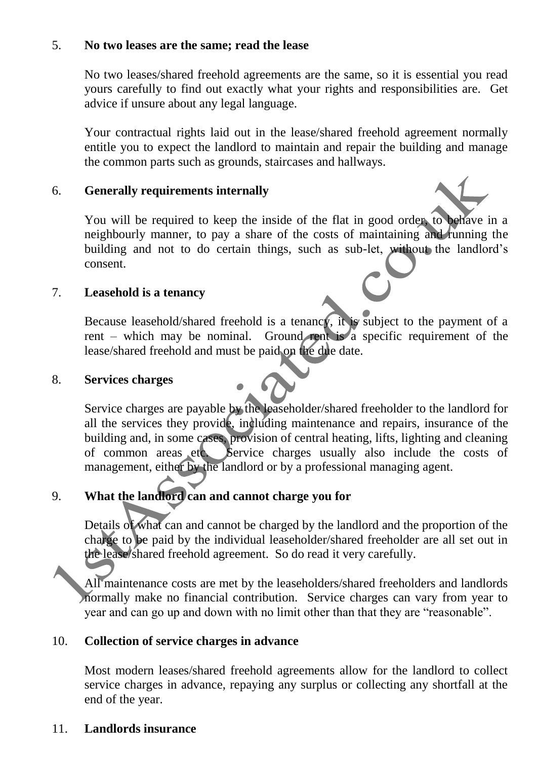5. **No two leases are the same; read the lease**

   No two leases/shared freehold agreements are the same, so it is essential you read yours carefully to find out exactly what your rights and responsibilities are. Get advice if unsure about any legal language.

   Your contractual rights laid out in the lease/shared freehold agreement normally entitle you to expect the landlord to maintain and repair the building and manage the common parts such as grounds, staircases and hallways.

6. **Generally requirements internally**

   You will be required to keep the inside of the flat in good order, to behave in a neighbourly manner, to pay a share of the costs of maintaining and running the building and not to do certain things, such as sub-let, without the landlord's consent.

7. **Leasehold is a tenancy**

   Because leasehold/shared freehold is a tenancy, it is subject to the payment of a rent – which may be nominal. Ground rent is a specific requirement of the lease/shared freehold and must be paid on the due date.

8. **Services charges**

   Service charges are payable by the leaseholder/shared freeholder to the landlord for all the services they provide, including maintenance and repairs, insurance of the building and, in some cases, provision of central heating, lifts, lighting and cleaning of common areas etc. Service charges usually also include the costs of management, either by the landlord or by a professional managing agent.

9. **What the landlord can and cannot charge you for**

   Details of what can and cannot be charged by the landlord and the proportion of the charge to be paid by the individual leaseholder/shared freeholder are all set out in the lease/shared freehold agreement. So do read it very carefully.

   All maintenance costs are met by the leaseholders/shared freeholders and landlords normally make no financial contribution. Service charges can vary from year to year and can go up and down with no limit other than that they are "reasonable".

10. **Collection of service charges in advance**

    Most modern leases/shared freehold agreements allow for the landlord to collect service charges in advance, repaying any surplus or collecting any shortfall at the end of the year.

11. **Landlords insurance**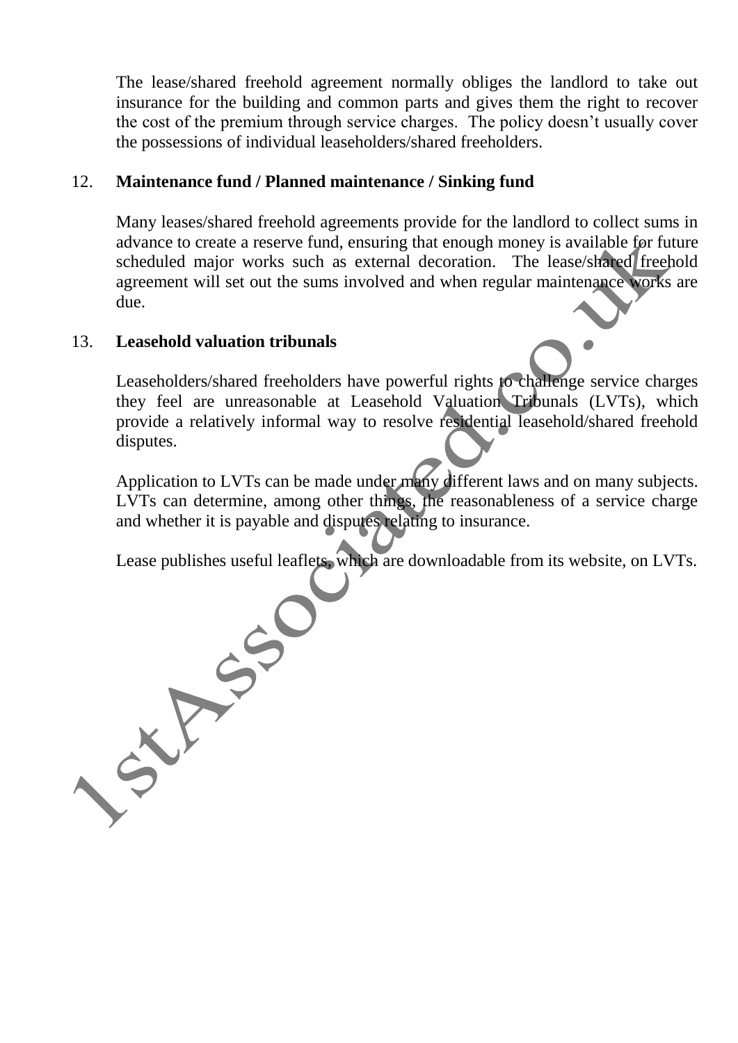The lease/shared freehold agreement normally obliges the landlord to take out insurance for the building and common parts and gives them the right to recover the cost of the premium through service charges. The policy doesn't usually cover the possessions of individual leaseholders/shared freeholders.

## 12. Maintenance fund / Planned maintenance / Sinking fund

Many leases/shared freehold agreements provide for the landlord to collect sums in advance to create a reserve fund, ensuring that enough money is available for future scheduled major works such as external decoration. The lease/shared freehold agreement will set out the sums involved and when regular maintenance works are due.

## 13. Leasehold valuation tribunals

Leaseholders/shared freeholders have powerful rights to challenge service charges they feel are unreasonable at Leasehold Valuation Tribunals (LVTs), which provide a relatively informal way to resolve residential leasehold/shared freehold disputes.

Application to LVTs can be made under many different laws and on many subjects. LVTs can determine, among other things, the reasonableness of a service charge and whether it is payable and disputes relating to insurance.

Lease publishes useful leaflets, which are downloadable from its website, on LVTs.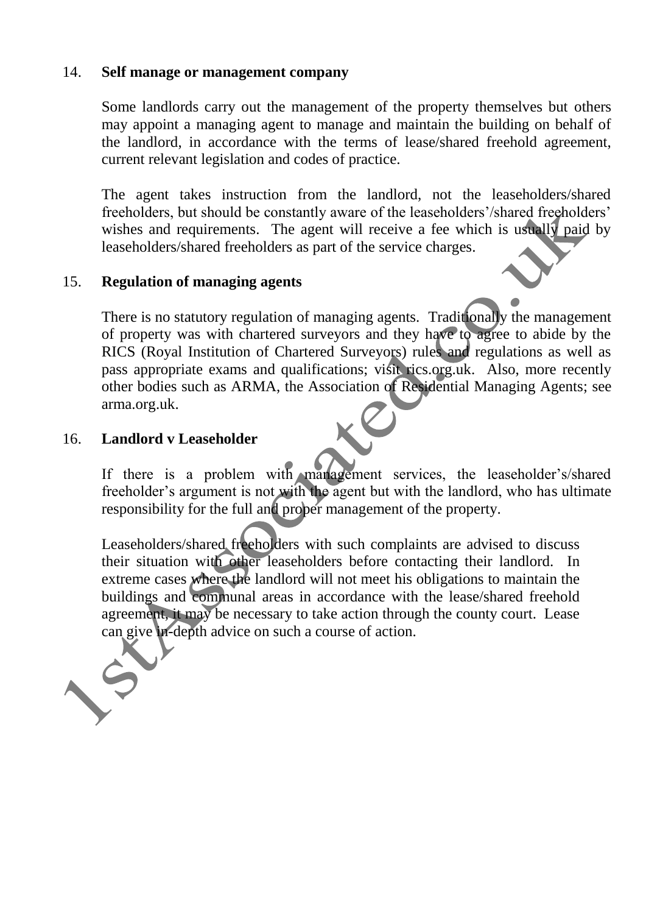## 14. Self manage or management company

Some landlords carry out the management of the property themselves but others may appoint a managing agent to manage and maintain the building on behalf of the landlord, in accordance with the terms of lease/shared freehold agreement, current relevant legislation and codes of practice.

The agent takes instruction from the landlord, not the leaseholders/shared freeholders, but should be constantly aware of the leaseholders'/shared freeholders' wishes and requirements. The agent will receive a fee which is usually paid by leaseholders/shared freeholders as part of the service charges.

## 15. Regulation of managing agents

There is no statutory regulation of managing agents. Traditionally the management of property was with chartered surveyors and they have to agree to abide by the RICS (Royal Institution of Chartered Surveyors) rules and regulations as well as pass appropriate exams and qualifications; visit rics.org.uk. Also, more recently other bodies such as ARMA, the Association of Residential Managing Agents; see arma.org.uk.

## 16. Landlord v Leaseholder

If there is a problem with management services, the leaseholder's/shared freeholder's argument is not with the agent but with the landlord, who has ultimate responsibility for the full and proper management of the property.

Leaseholders/shared freeholders with such complaints are advised to discuss their situation with other leaseholders before contacting their landlord. In extreme cases where the landlord will not meet his obligations to maintain the buildings and communal areas in accordance with the lease/shared freehold agreement, it may be necessary to take action through the county court. Lease can give in-depth advice on such a course of action.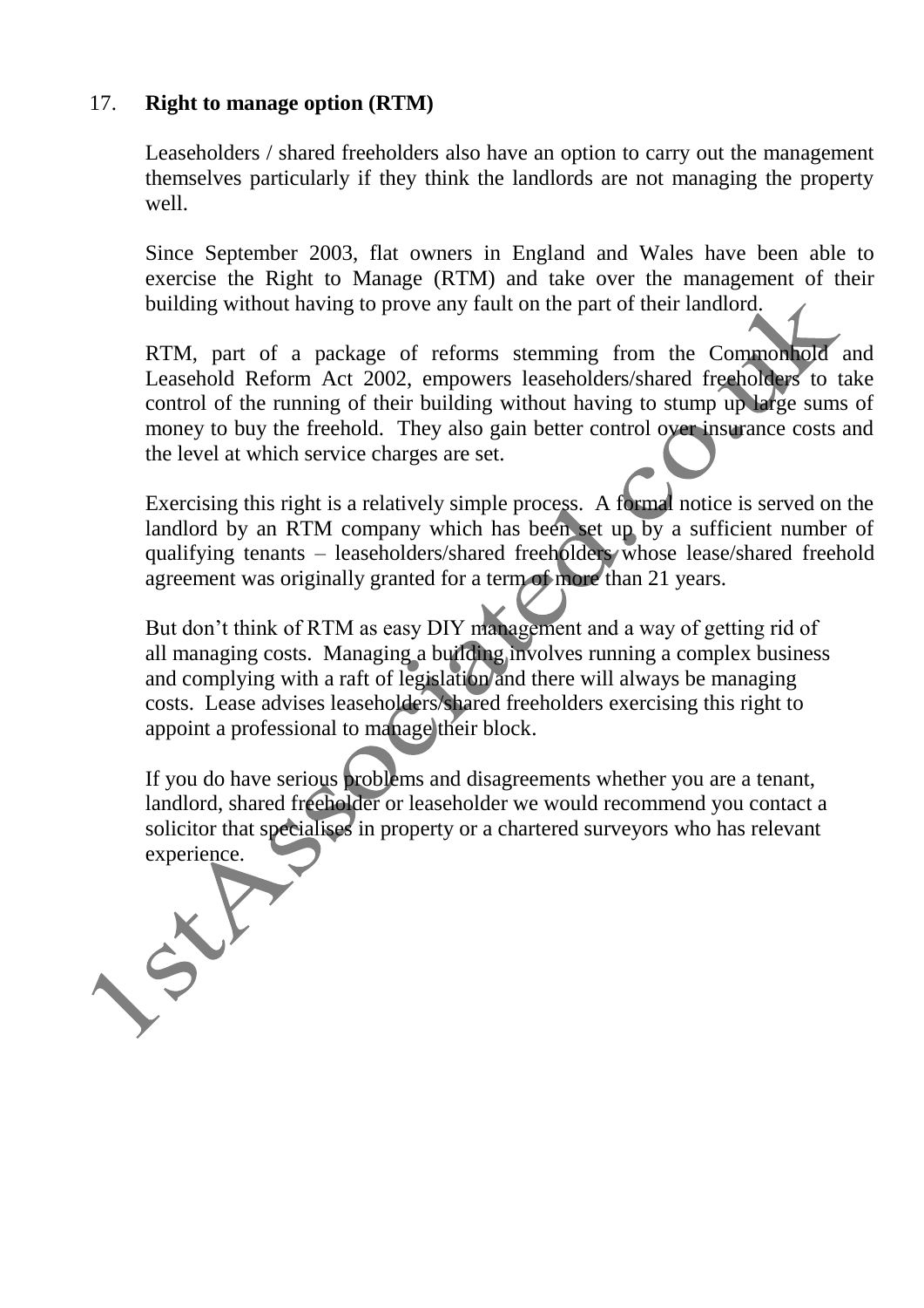## 17. **Right to manage option (RTM)**

Leaseholders / shared freeholders also have an option to carry out the management themselves particularly if they think the landlords are not managing the property well.

Since September 2003, flat owners in England and Wales have been able to exercise the Right to Manage (RTM) and take over the management of their building without having to prove any fault on the part of their landlord.

RTM, part of a package of reforms stemming from the Commonhold and Leasehold Reform Act 2002, empowers leaseholders/shared freeholders to take control of the running of their building without having to stump up large sums of money to buy the freehold. They also gain better control over insurance costs and the level at which service charges are set.

Exercising this right is a relatively simple process. A formal notice is served on the landlord by an RTM company which has been set up by a sufficient number of qualifying tenants – leaseholders/shared freeholders whose lease/shared freehold agreement was originally granted for a term of more than 21 years.

But don't think of RTM as easy DIY management and a way of getting rid of all managing costs. Managing a building involves running a complex business and complying with a raft of legislation and there will always be managing costs. Lease advises leaseholders/shared freeholders exercising this right to appoint a professional to manage their block.

If you do have serious problems and disagreements whether you are a tenant, landlord, shared freeholder or leaseholder we would recommend you contact a solicitor that specialises in property or a chartered surveyors who has relevant experience.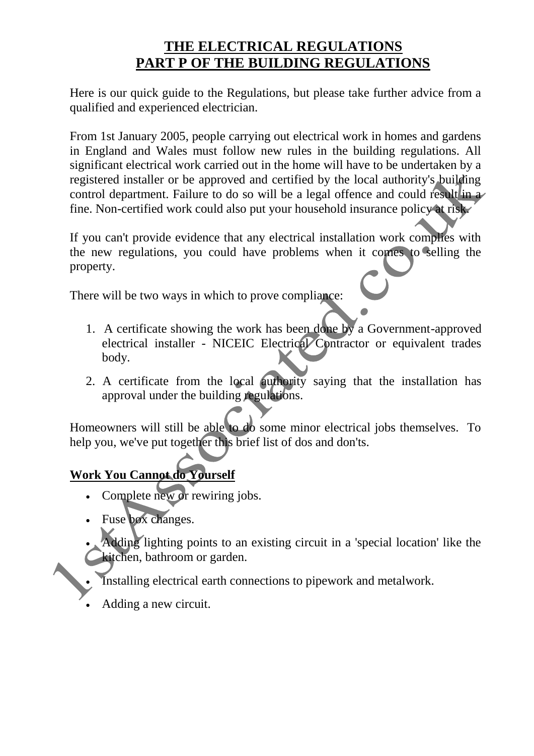# THE ELECTRICAL REGULATIONS
# PART P OF THE BUILDING REGULATIONS

Here is our quick guide to the Regulations, but please take further advice from a qualified and experienced electrician.

From 1st January 2005, people carrying out electrical work in homes and gardens in England and Wales must follow new rules in the building regulations. All significant electrical work carried out in the home will have to be undertaken by a registered installer or be approved and certified by the local authority's building control department. Failure to do so will be a legal offence and could result in a fine. Non-certified work could also put your household insurance policy at risk.

If you can't provide evidence that any electrical installation work complies with the new regulations, you could have problems when it comes to selling the property.

There will be two ways in which to prove compliance:

1. A certificate showing the work has been done by a Government-approved electrical installer - NICEIC Electrical Contractor or equivalent trades body.
2. A certificate from the local authority saying that the installation has approval under the building regulations.

Homeowners will still be able to do some minor electrical jobs themselves. To help you, we've put together this brief list of dos and don'ts.

## Work You Cannot do Yourself

- Complete new or rewiring jobs.
- Fuse box changes.
- Adding lighting points to an existing circuit in a 'special location' like the kitchen, bathroom or garden.
- Installing electrical earth connections to pipework and metalwork.
- Adding a new circuit.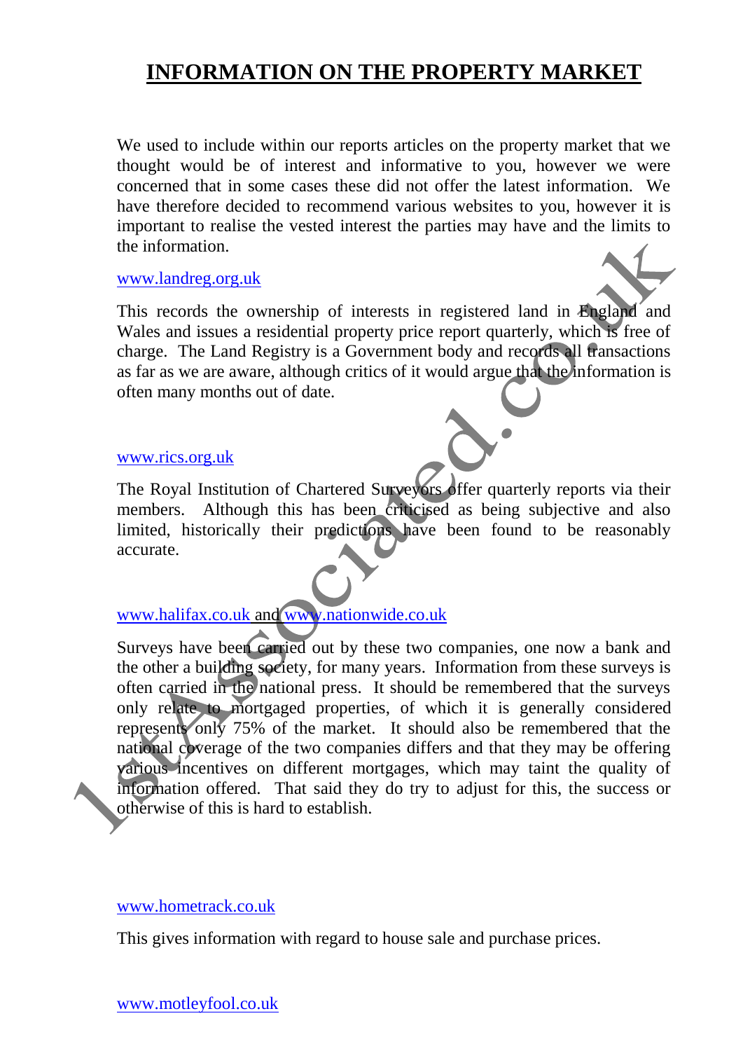# INFORMATION ON THE PROPERTY MARKET

We used to include within our reports articles on the property market that we thought would be of interest and informative to you, however we were concerned that in some cases these did not offer the latest information. We have therefore decided to recommend various websites to you, however it is important to realise the vested interest the parties may have and the limits to the information.

www.landreg.org.uk

This records the ownership of interests in registered land in England and Wales and issues a residential property price report quarterly, which is free of charge. The Land Registry is a Government body and records all transactions as far as we are aware, although critics of it would argue that the information is often many months out of date.

www.rics.org.uk

The Royal Institution of Chartered Surveyors offer quarterly reports via their members. Although this has been criticised as being subjective and also limited, historically their predictions have been found to be reasonably accurate.

www.halifax.co.uk and www.nationwide.co.uk

Surveys have been carried out by these two companies, one now a bank and the other a building society, for many years. Information from these surveys is often carried in the national press. It should be remembered that the surveys only relate to mortgaged properties, of which it is generally considered represents only 75% of the market. It should also be remembered that the national coverage of the two companies differs and that they may be offering various incentives on different mortgages, which may taint the quality of information offered. That said they do try to adjust for this, the success or otherwise of this is hard to establish.

www.hometrack.co.uk

This gives information with regard to house sale and purchase prices.

www.motleyfool.co.uk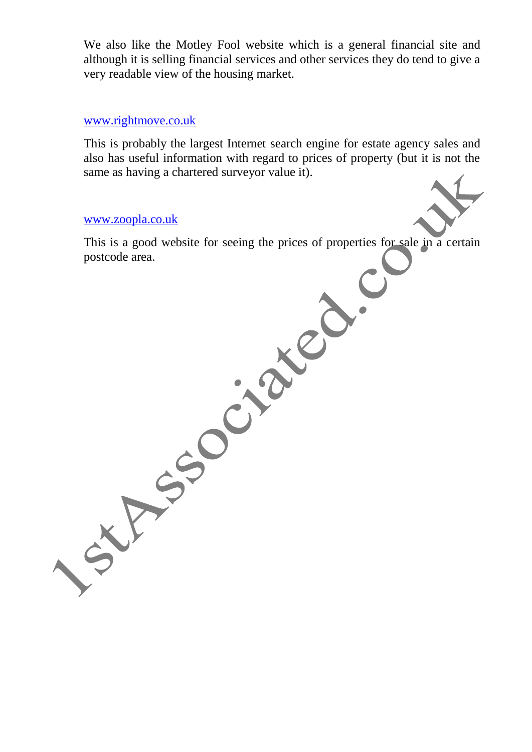We also like the Motley Fool website which is a general financial site and although it is selling financial services and other services they do tend to give a very readable view of the housing market.

www.rightmove.co.uk

This is probably the largest Internet search engine for estate agency sales and also has useful information with regard to prices of property (but it is not the same as having a chartered surveyor value it).

www.zoopla.co.uk

This is a good website for seeing the prices of properties for sale in a certain postcode area.